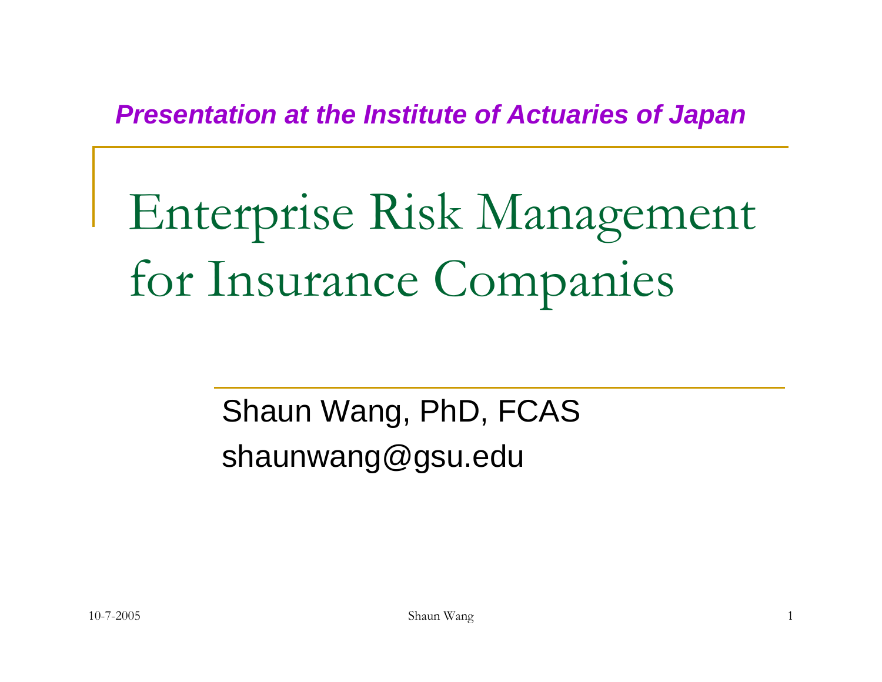*Presentation at the Institute of Actuaries of Japan*

# Enterprise Risk Management for Insurance Companies

Shaun Wang, PhD, FCAS

shaunwang@gsu.edu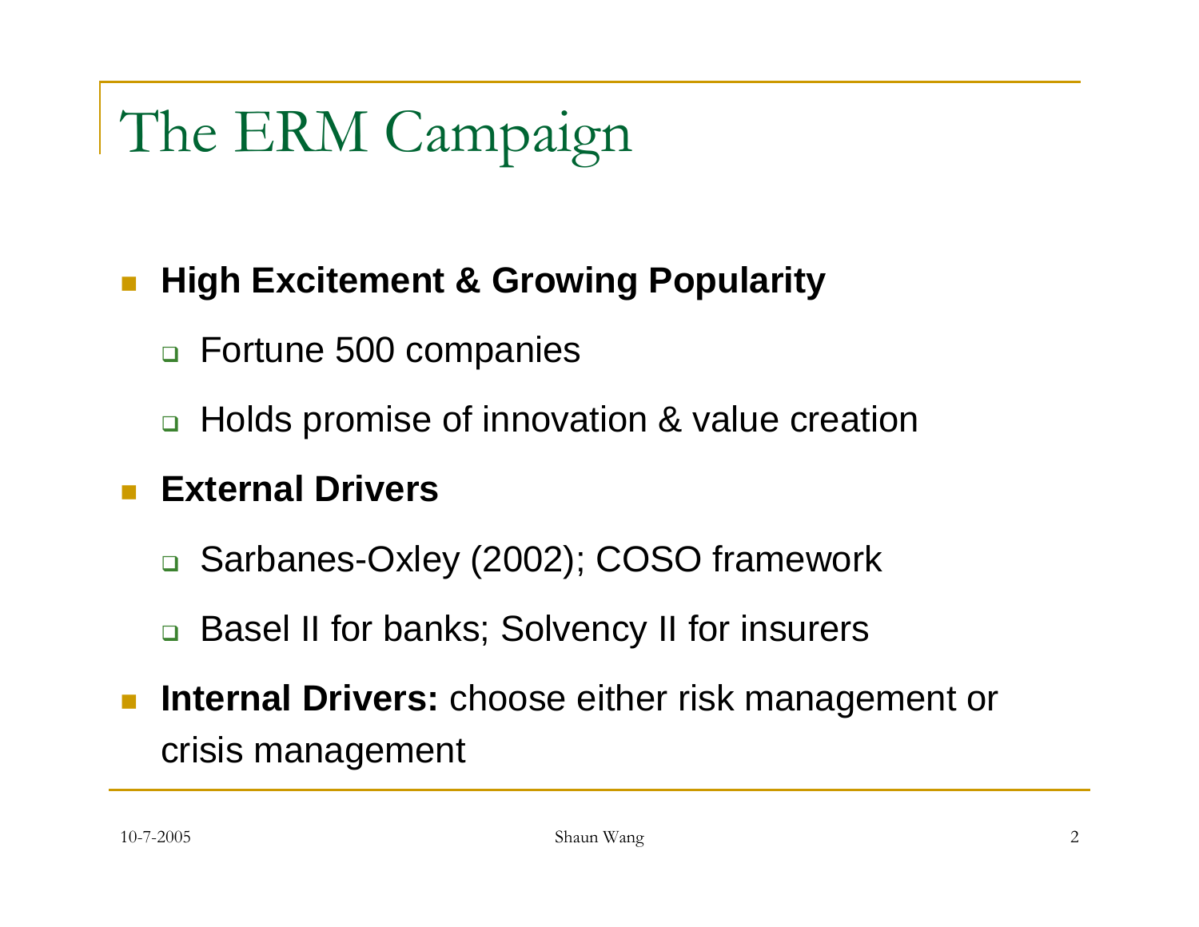# The ERM Campaign

- **High Excitement & Growing Popularity**
  - Fortune 500 companies
  - Holds promise of innovation & value creation
- **External Drivers**
  - Sarbanes-Oxley (2002); COSO framework
  - Basel II for banks; Solvency II for insurers
- **Internal Drivers:** choose either risk management or crisis management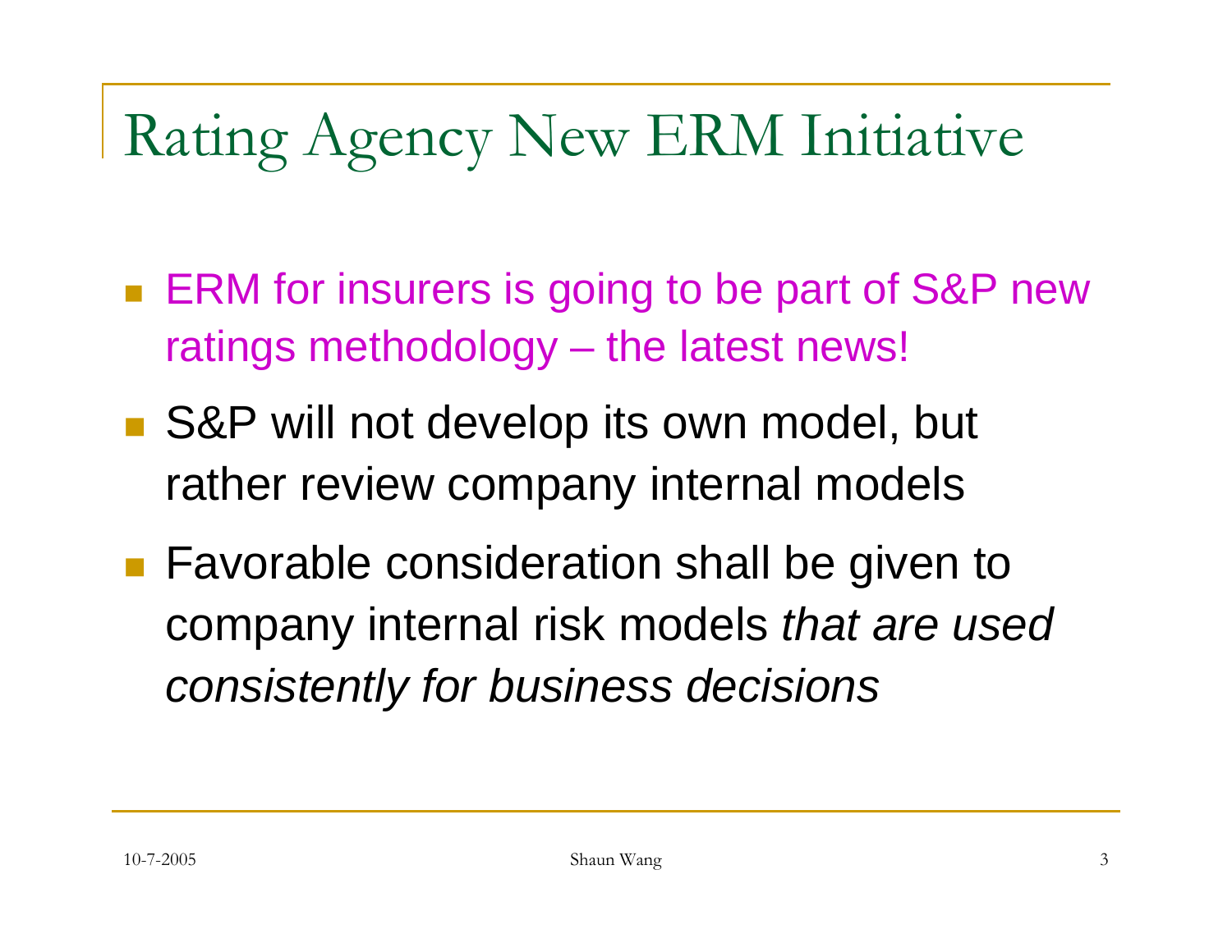# Rating Agency New ERM Initiative

- ERM for insurers is going to be part of S&P new ratings methodology – the latest news!
- S&P will not develop its own model, but rather review company internal models
- Favorable consideration shall be given to company internal risk models *that are used consistently for business decisions*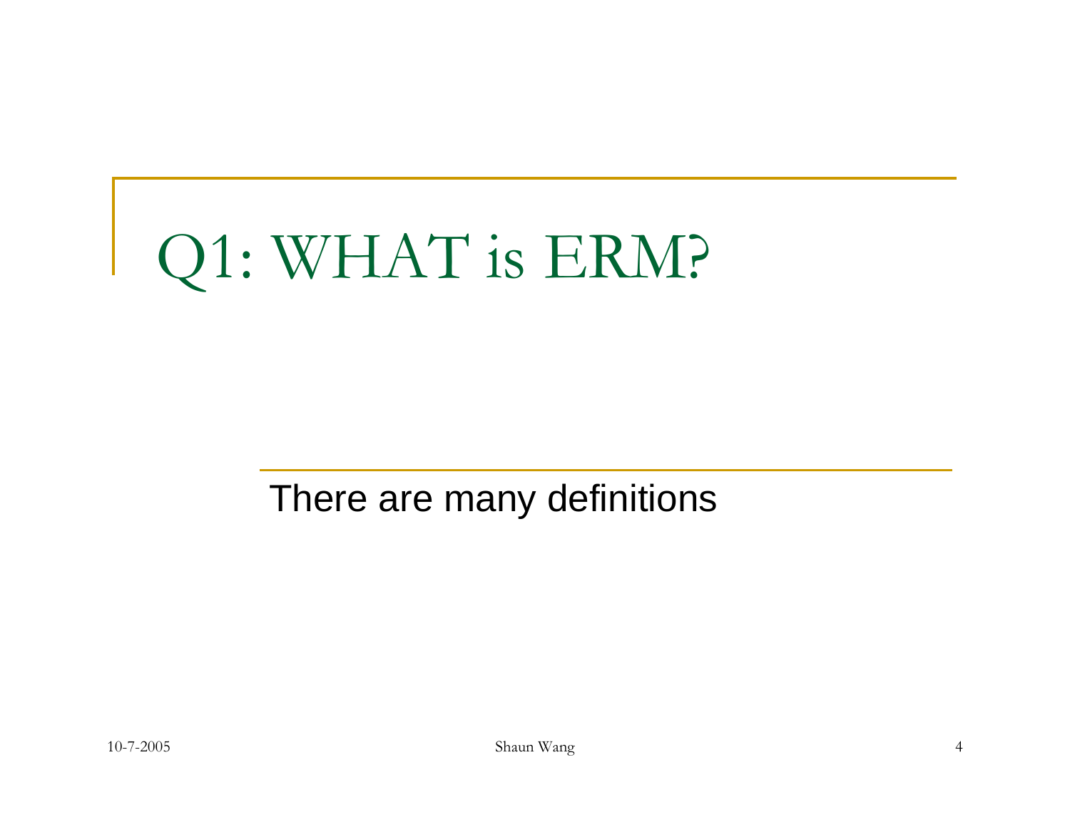# Q1: WHAT is ERM?

There are many definitions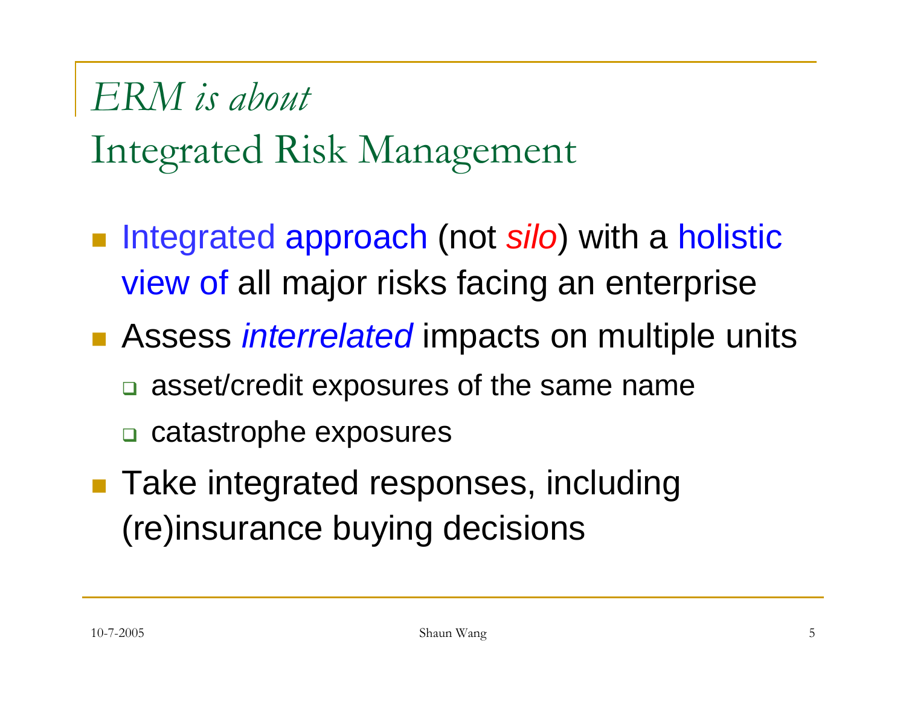# *ERM is about* Integrated Risk Management

- Integrated approach (not *silo*) with a holistic view of all major risks facing an enterprise
- Assess *interrelated* impacts on multiple units
  - asset/credit exposures of the same name
  - catastrophe exposures
- Take integrated responses, including (re)insurance buying decisions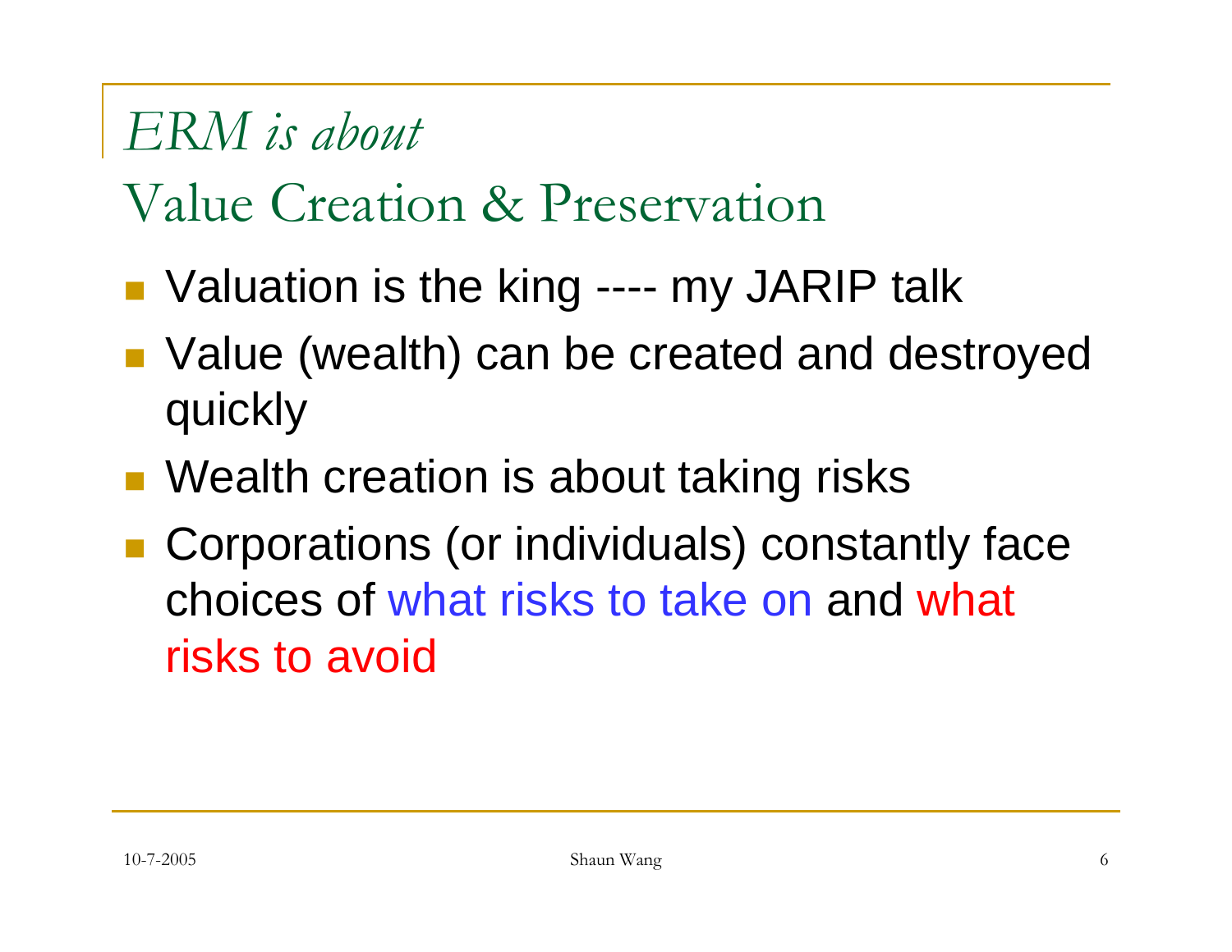# *ERM is about*
# Value Creation & Preservation

- Valuation is the king ---- my JARIP talk
- Value (wealth) can be created and destroyed quickly
- Wealth creation is about taking risks
- Corporations (or individuals) constantly face choices of what risks to take on and what risks to avoid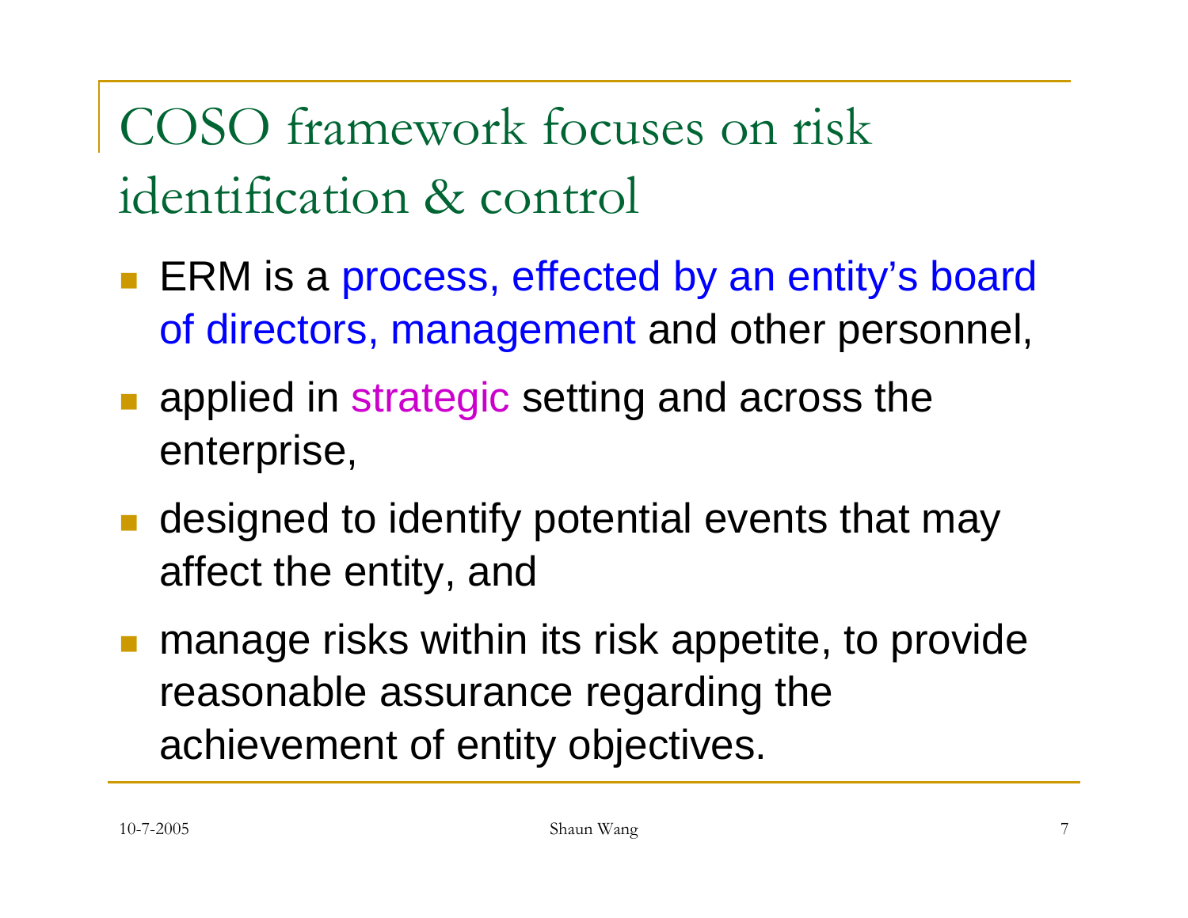# COSO framework focuses on risk identification & control

- ERM is a process, effected by an entity's board of directors, management and other personnel,
- applied in strategic setting and across the enterprise,
- designed to identify potential events that may affect the entity, and
- manage risks within its risk appetite, to provide reasonable assurance regarding the achievement of entity objectives.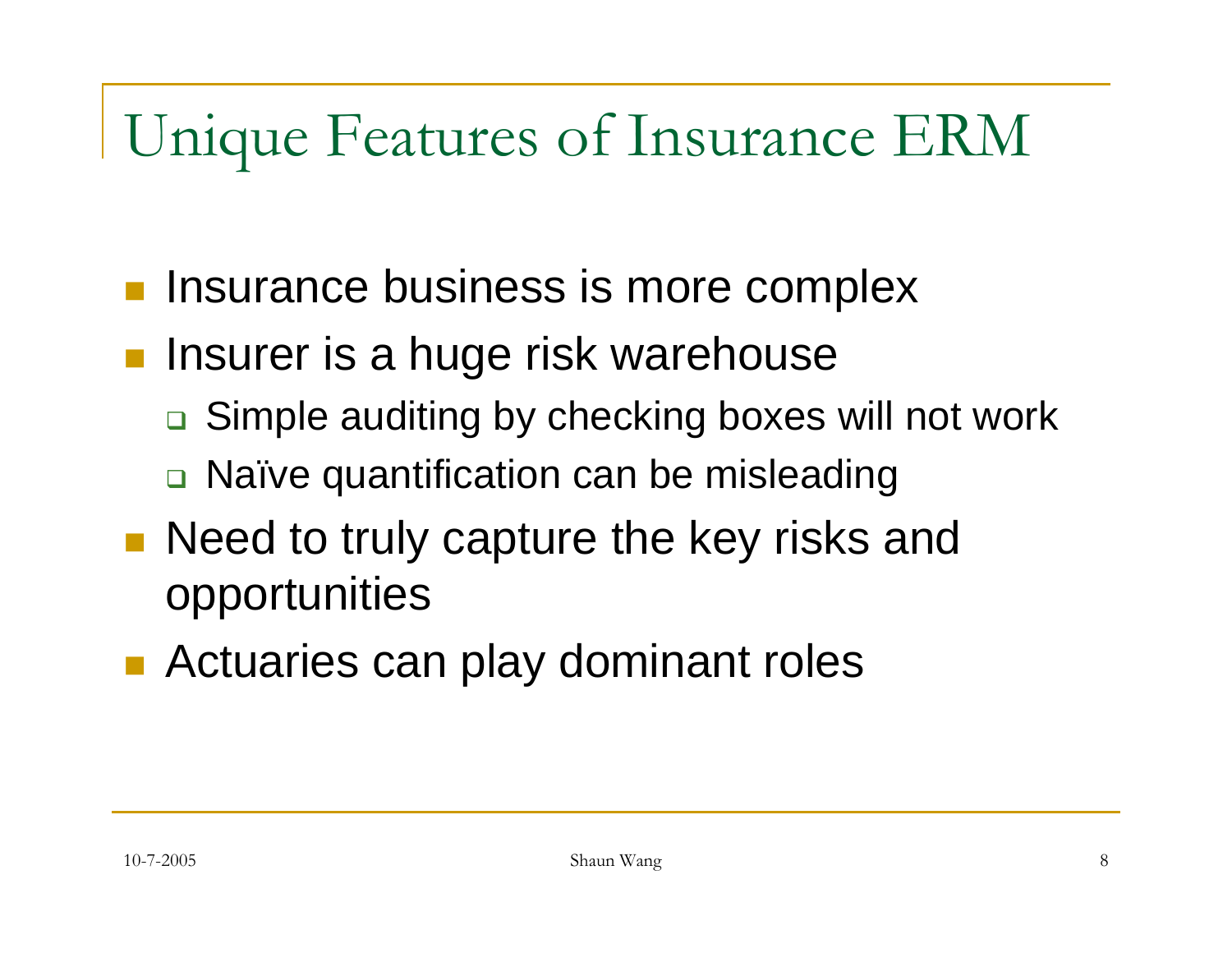# Unique Features of Insurance ERM

- Insurance business is more complex
- Insurer is a huge risk warehouse
  - Simple auditing by checking boxes will not work
  - Naïve quantification can be misleading
- Need to truly capture the key risks and opportunities
- Actuaries can play dominant roles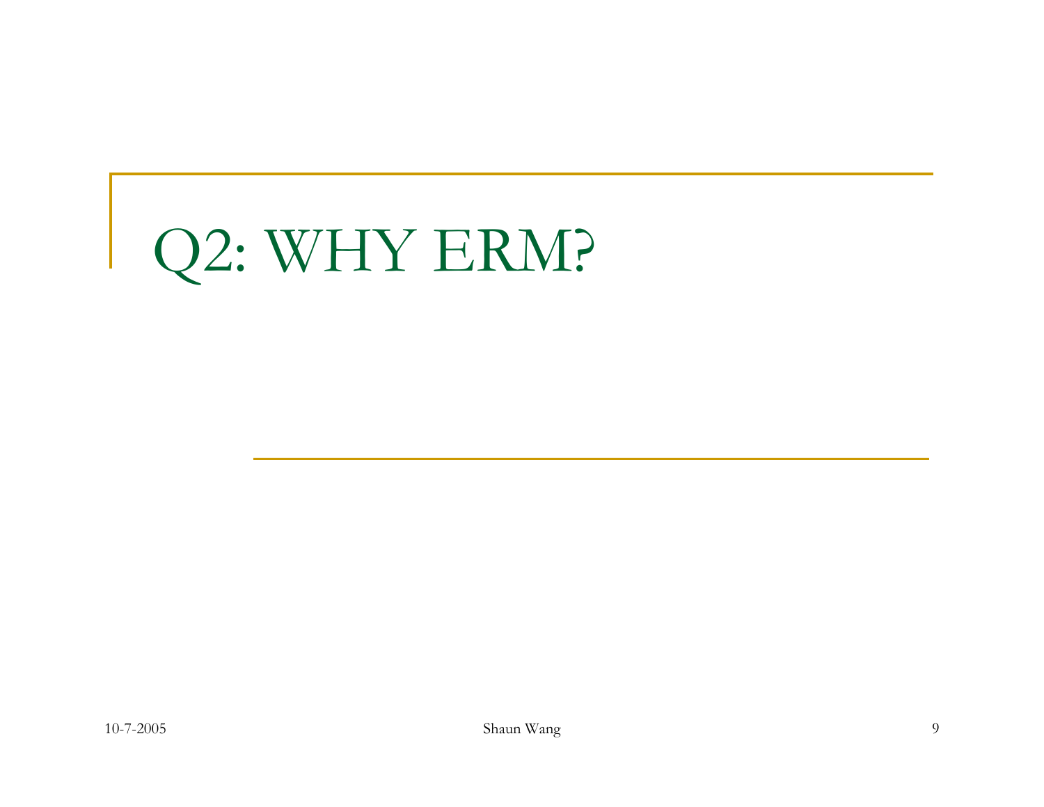# Q2: WHY ERM?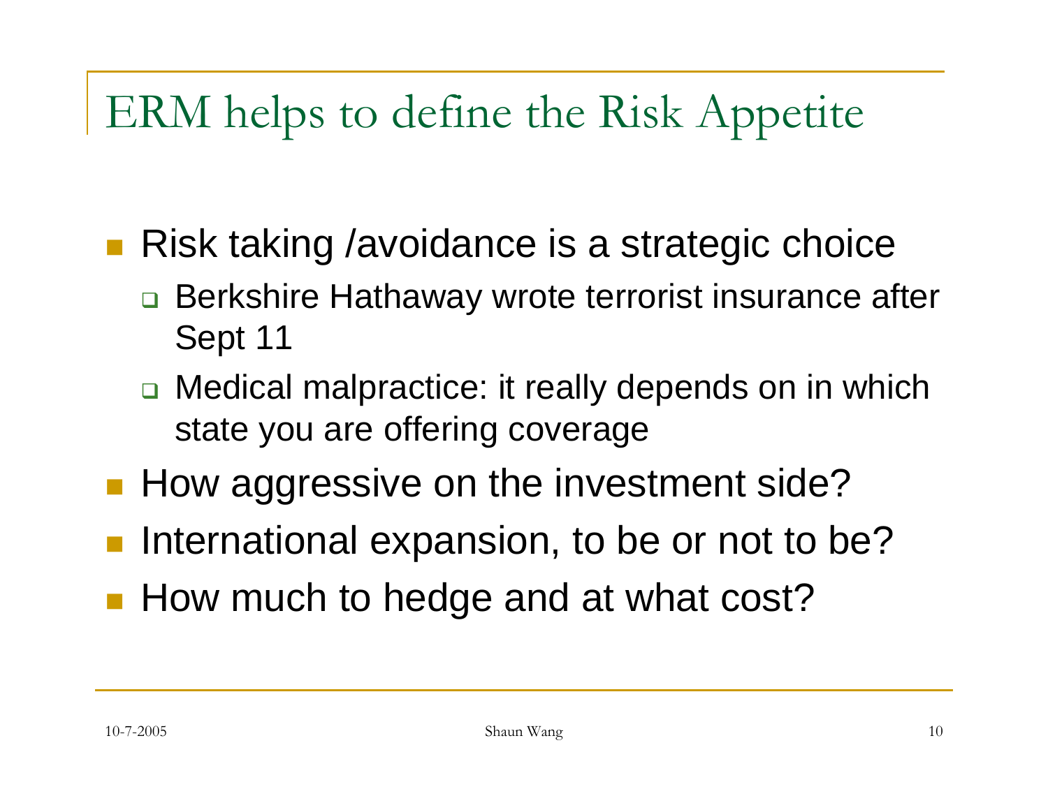# ERM helps to define the Risk Appetite

- Risk taking /avoidance is a strategic choice
  - Berkshire Hathaway wrote terrorist insurance after Sept 11
  - Medical malpractice: it really depends on in which state you are offering coverage
- How aggressive on the investment side?
- International expansion, to be or not to be?
- How much to hedge and at what cost?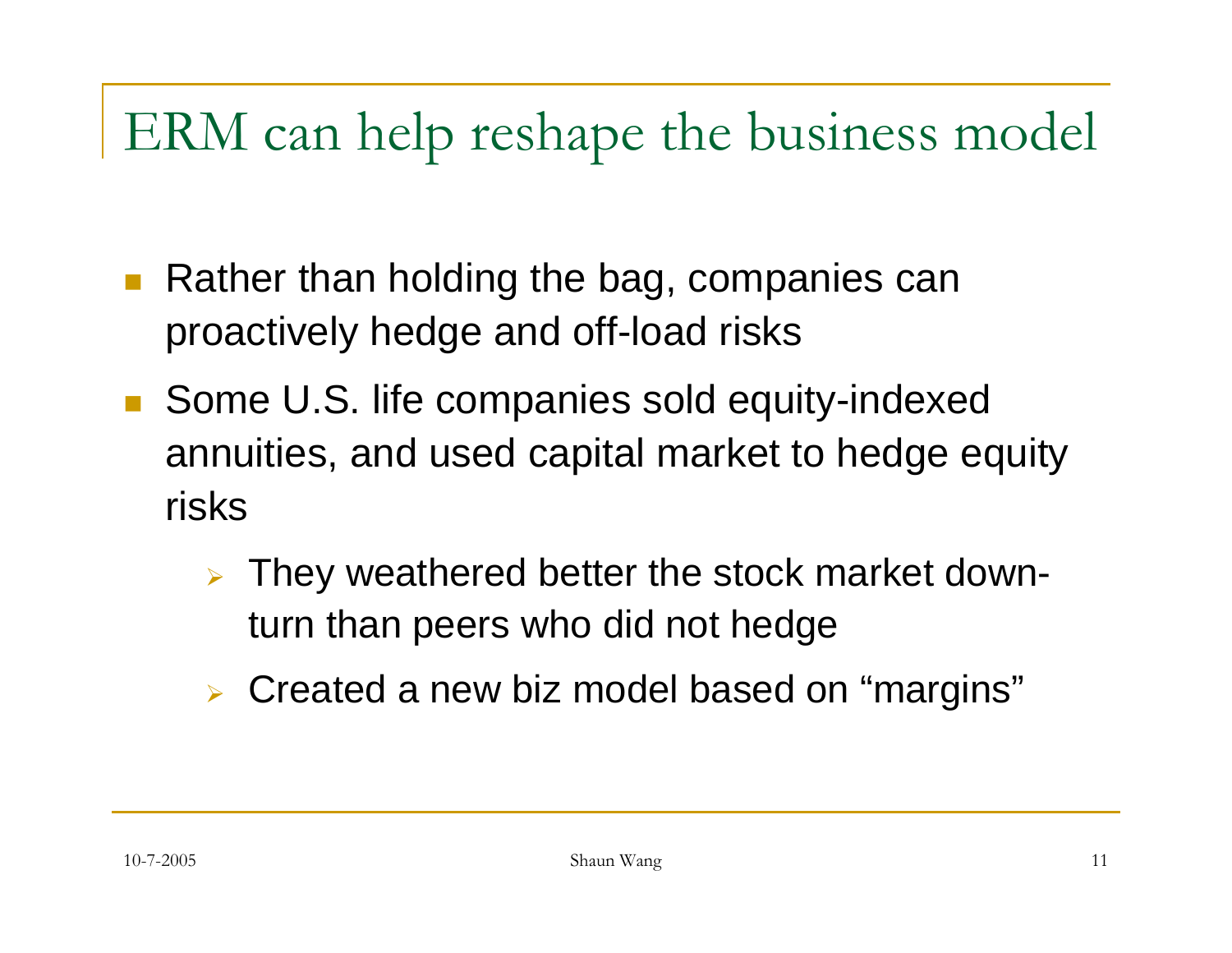# ERM can help reshape the business model

- Rather than holding the bag, companies can proactively hedge and off-load risks
- Some U.S. life companies sold equity-indexed annuities, and used capital market to hedge equity risks
  - They weathered better the stock market down-turn than peers who did not hedge
  - Created a new biz model based on “margins”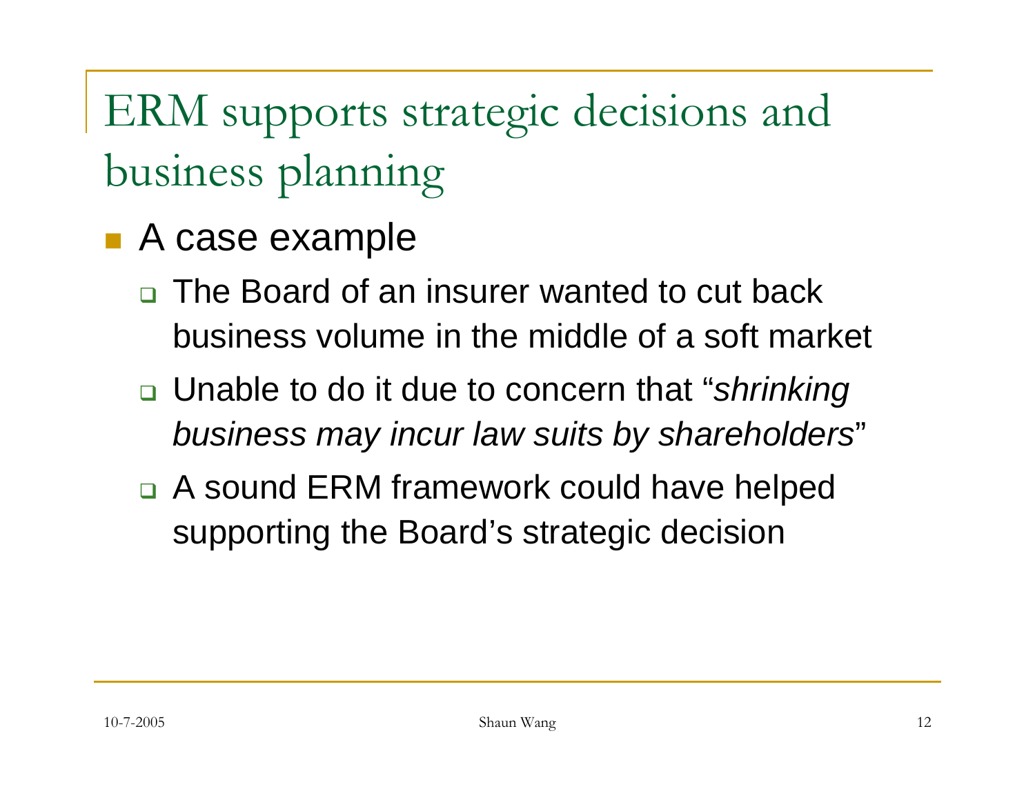# ERM supports strategic decisions and business planning

- A case example
  - The Board of an insurer wanted to cut back business volume in the middle of a soft market
  - Unable to do it due to concern that "*shrinking business may incur law suits by shareholders*"
  - A sound ERM framework could have helped supporting the Board's strategic decision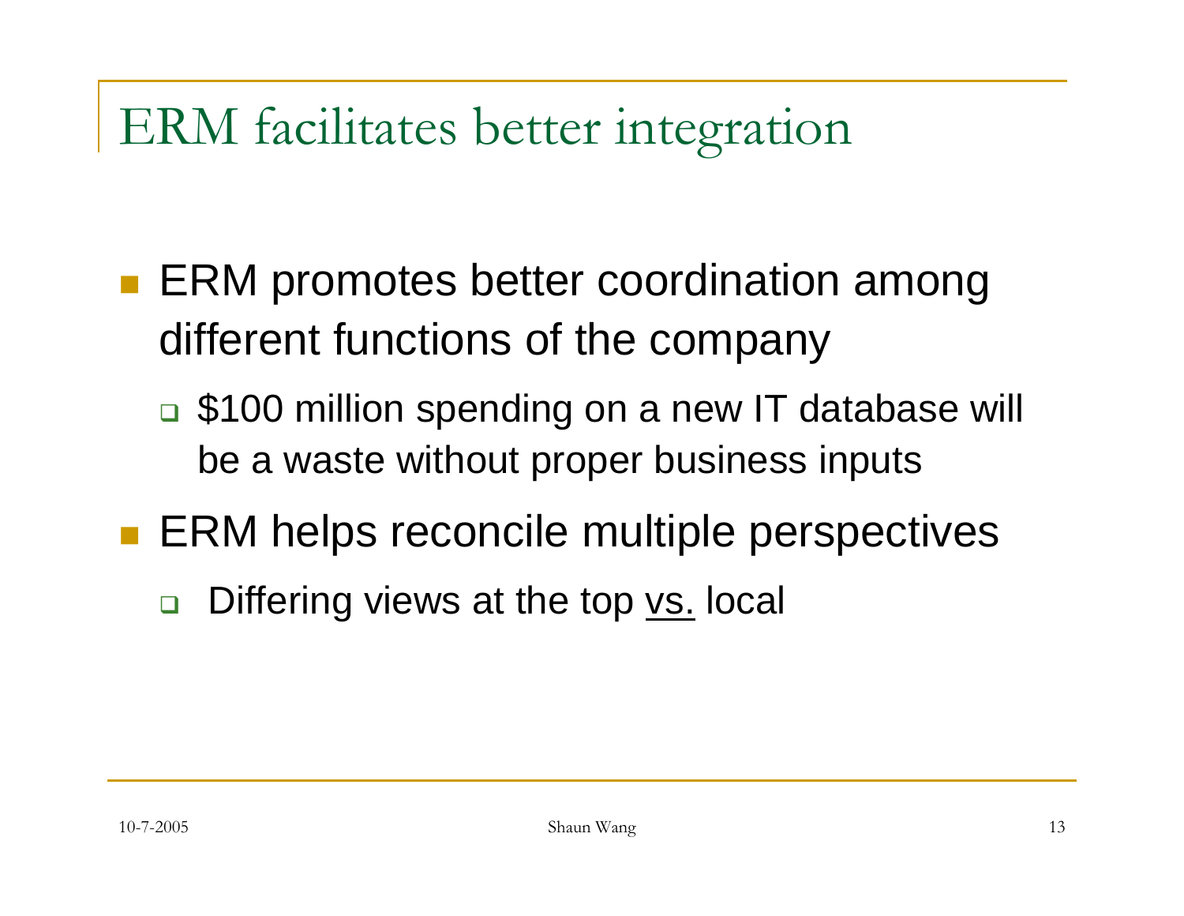# ERM facilitates better integration

- ERM promotes better coordination among different functions of the company
  - $100 million spending on a new IT database will be a waste without proper business inputs
- ERM helps reconcile multiple perspectives
  - Differing views at the top vs. local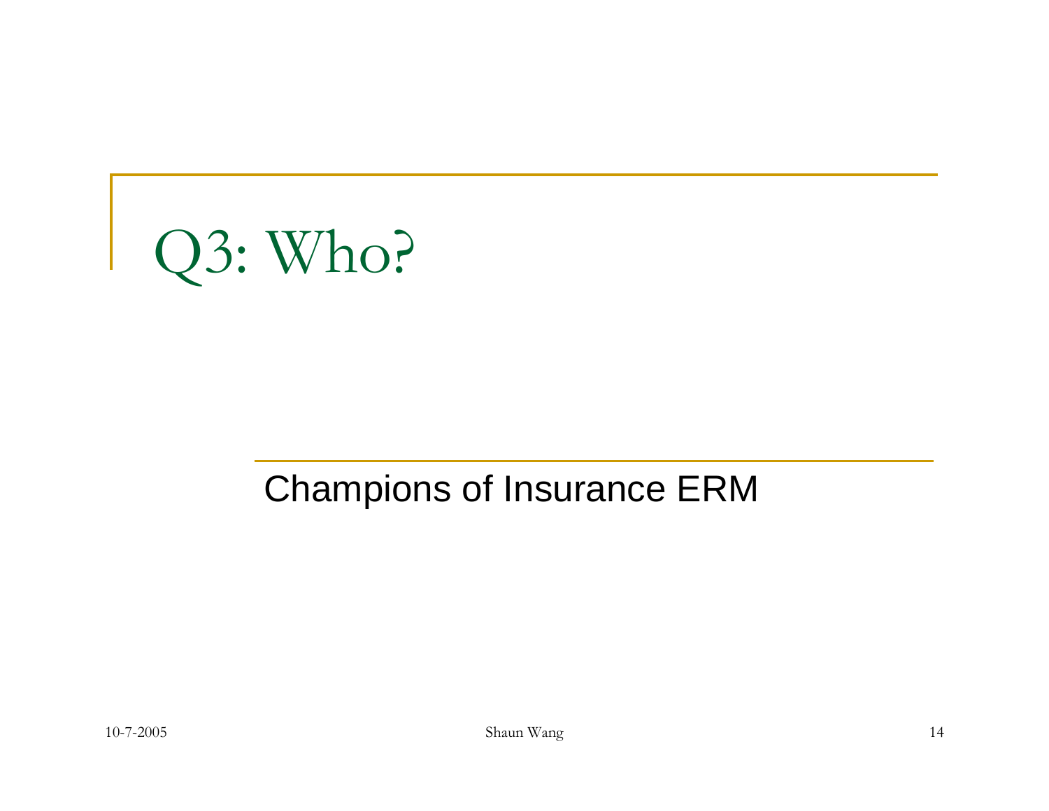# Q3: Who?

Champions of Insurance ERM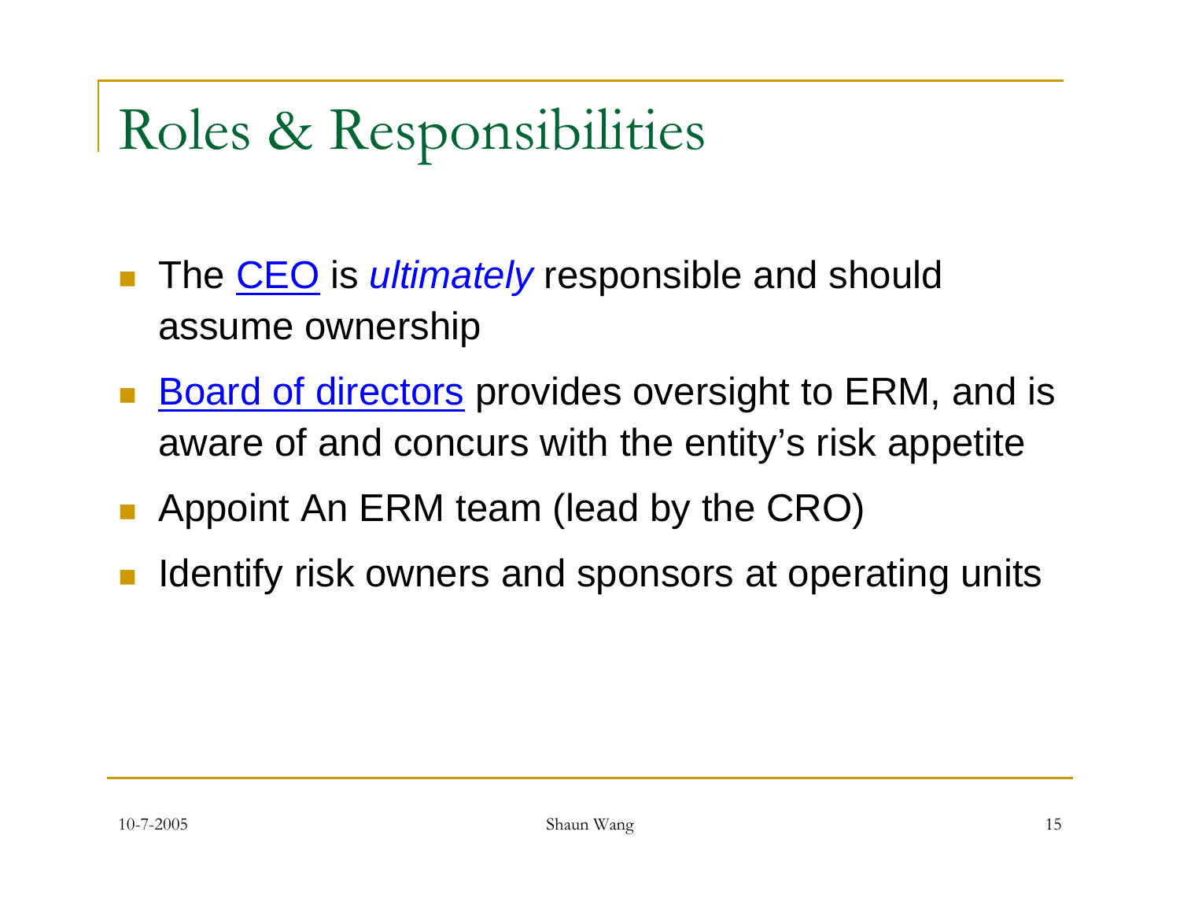# Roles & Responsibilities

- The CEO is *ultimately* responsible and should assume ownership
- Board of directors provides oversight to ERM, and is aware of and concurs with the entity's risk appetite
- Appoint An ERM team (lead by the CRO)
- Identify risk owners and sponsors at operating units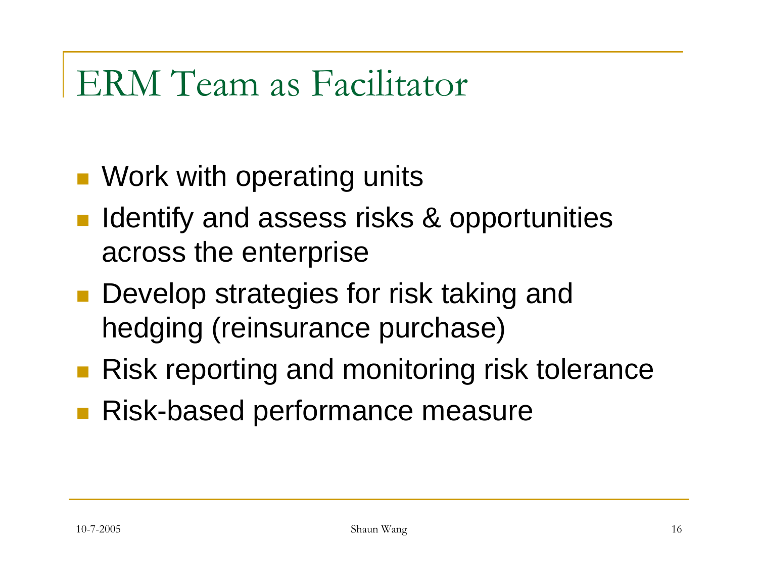# ERM Team as Facilitator

- Work with operating units
- Identify and assess risks & opportunities across the enterprise
- Develop strategies for risk taking and hedging (reinsurance purchase)
- Risk reporting and monitoring risk tolerance
- Risk-based performance measure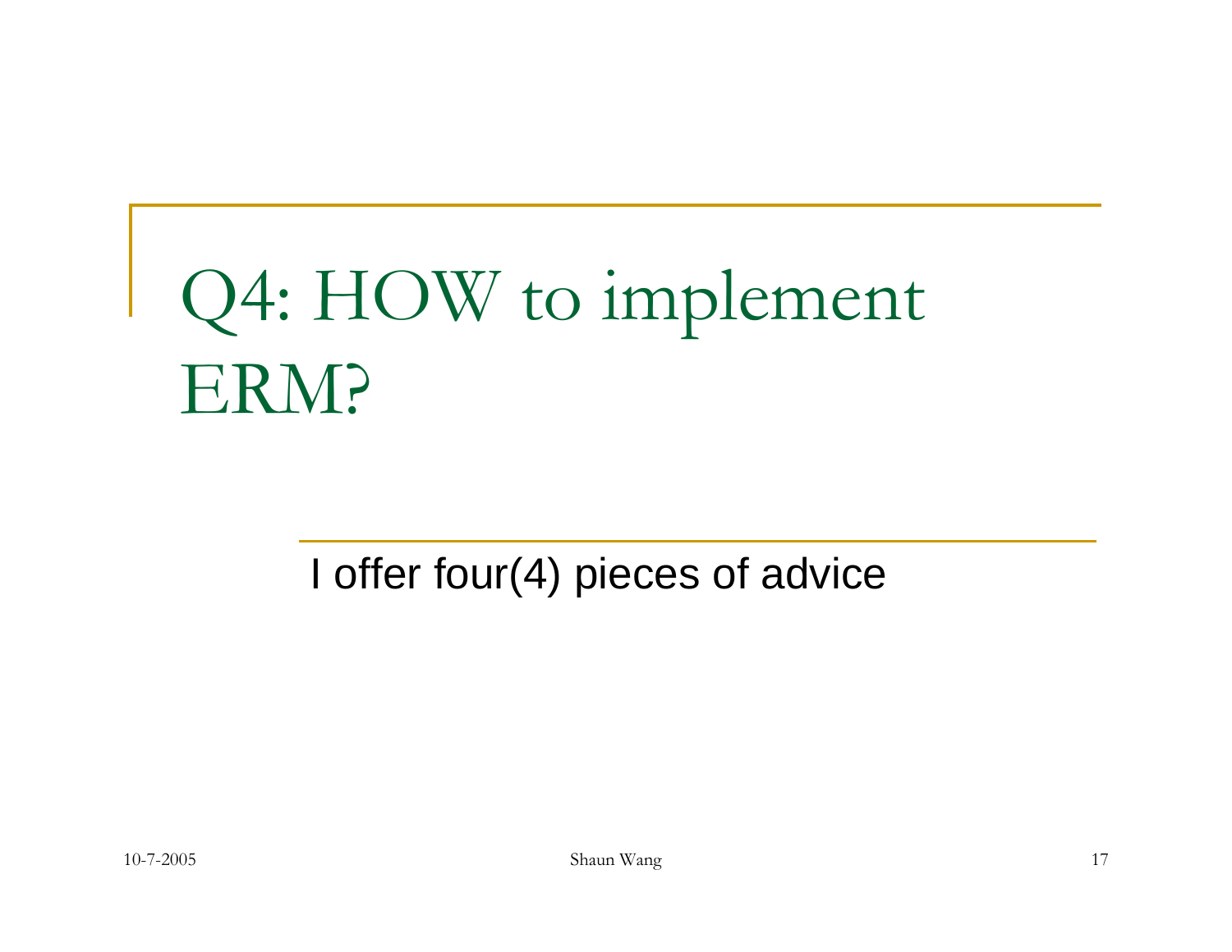# Q4: HOW to implement ERM?

I offer four(4) pieces of advice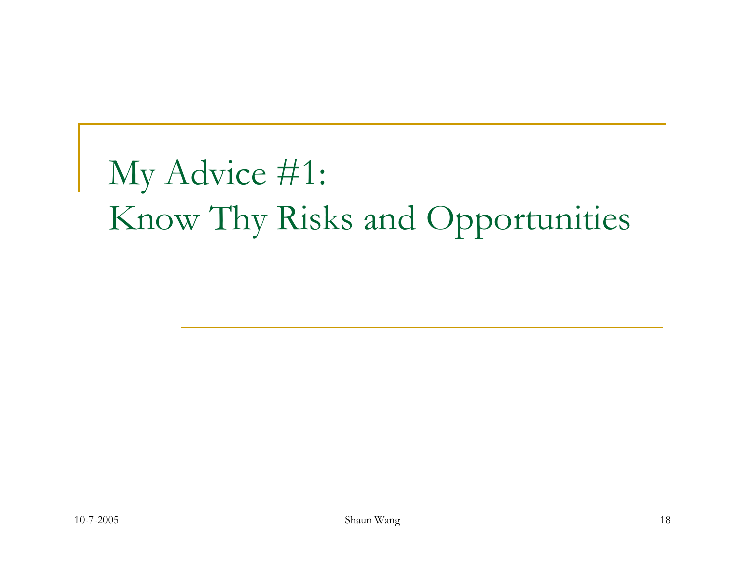# My Advice #1: Know Thy Risks and Opportunities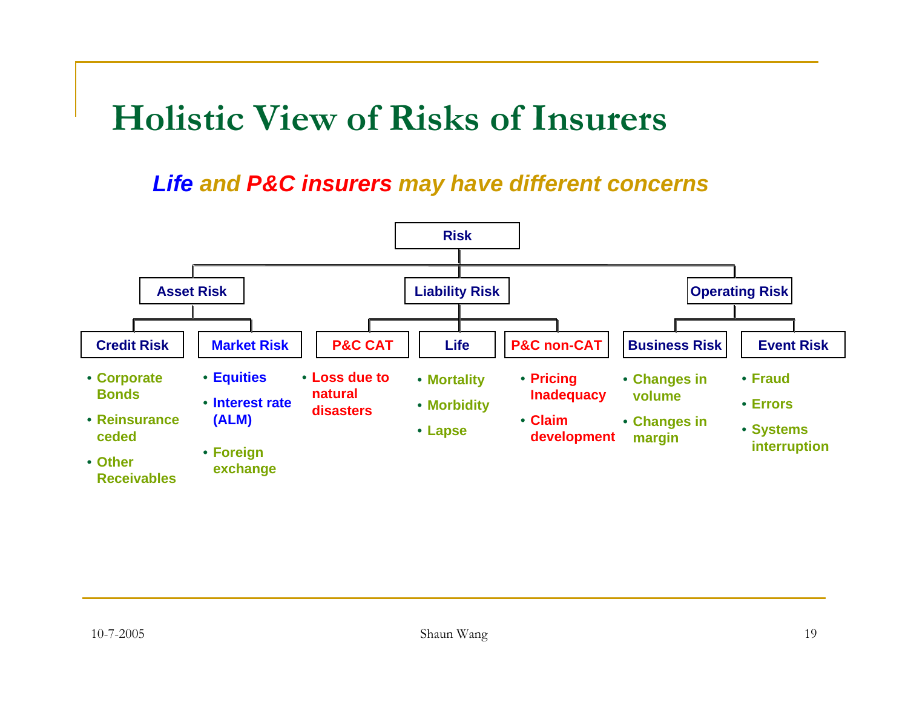# Holistic View of Risks of Insurers

***Life and P&C insurers may have different concerns***

- **Risk**
  - **Asset Risk**
    - **Credit Risk**
      - Corporate Bonds
      - Reinsurance ceded
      - Other Receivables
    - **Market Risk**
      - Equities
      - Interest rate (ALM)
      - Foreign exchange
  - **Liability Risk**
    - **P&C CAT**
      - Loss due to natural disasters
    - **Life**
      - Mortality
      - Morbidity
      - Lapse
    - **P&C non-CAT**
      - Pricing Inadequacy
      - Claim development
  - **Operating Risk**
    - **Business Risk**
      - Changes in volume
      - Changes in margin
    - **Event Risk**
      - Fraud
      - Errors
      - Systems interruption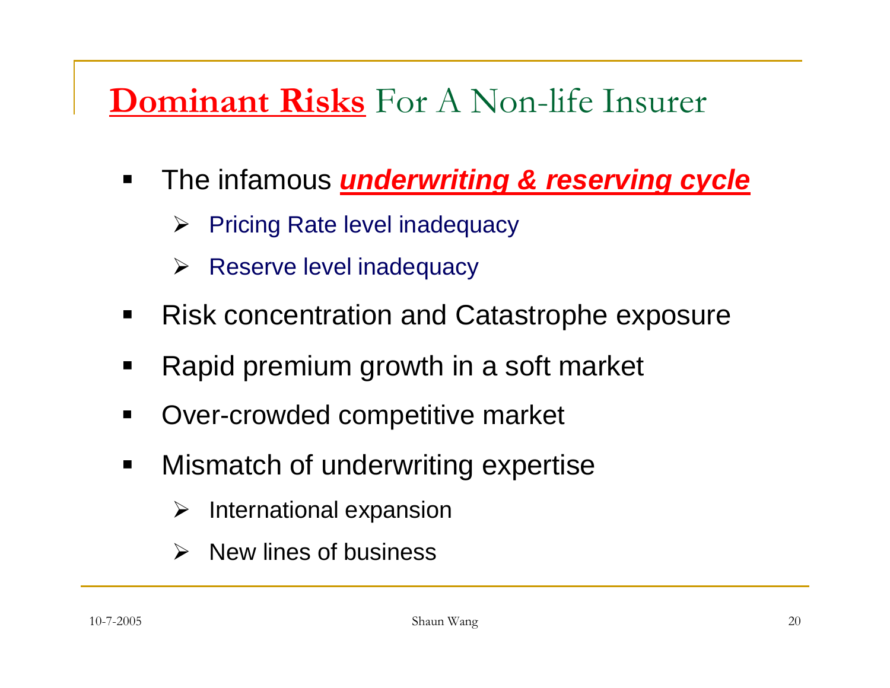# **Dominant Risks** For A Non-life Insurer

- The infamous ***underwriting & reserving cycle***
  - Pricing Rate level inadequacy
  - Reserve level inadequacy
- Risk concentration and Catastrophe exposure
- Rapid premium growth in a soft market
- Over-crowded competitive market
- Mismatch of underwriting expertise
  - International expansion
  - New lines of business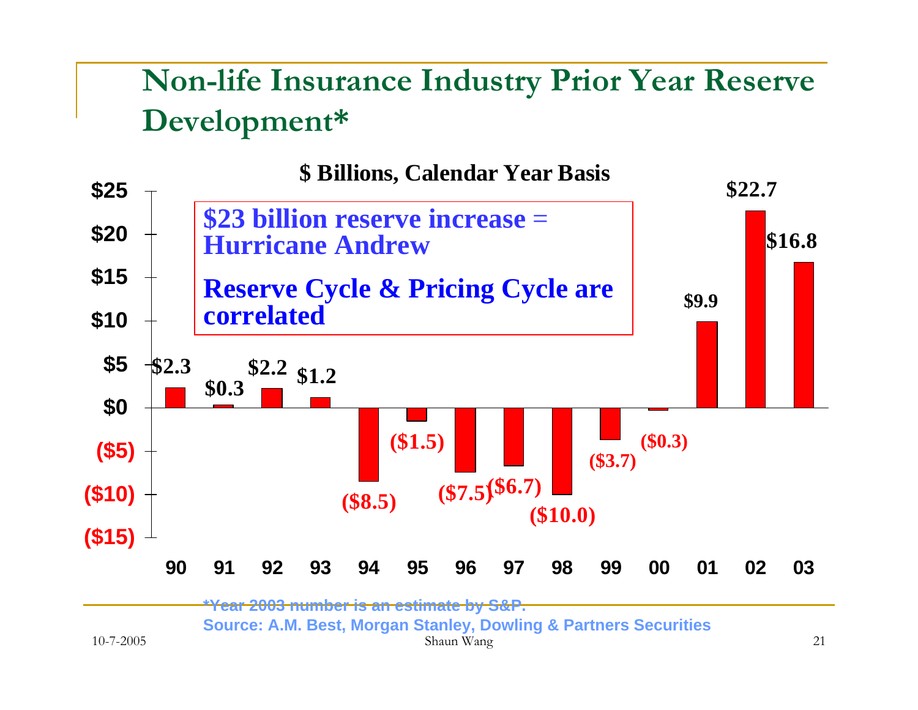# Non-life Insurance Industry Prior Year Reserve Development*

**$ Billions, Calendar Year Basis**

**$23 billion reserve increase = Hurricane Andrew**

**Reserve Cycle & Pricing Cycle are correlated**

| Year | Reserve Development ($ Billions) |
|---|---|
| 90 | $2.3 |
| 91 | $0.3 |
| 92 | $2.2 |
| 93 | $1.2 |
| 94 | ($8.5) |
| 95 | ($1.5) |
| 96 | ($7.5) |
| 97 | ($6.7) |
| 98 | ($10.0) |
| 99 | ($3.7) |
| 00 | ($0.3) |
| 01 | $9.9 |
| 02 | $22.7 |
| 03 | $16.8 |

*Year 2003 number is an estimate by S&P.

Source: A.M. Best, Morgan Stanley, Dowling & Partners Securities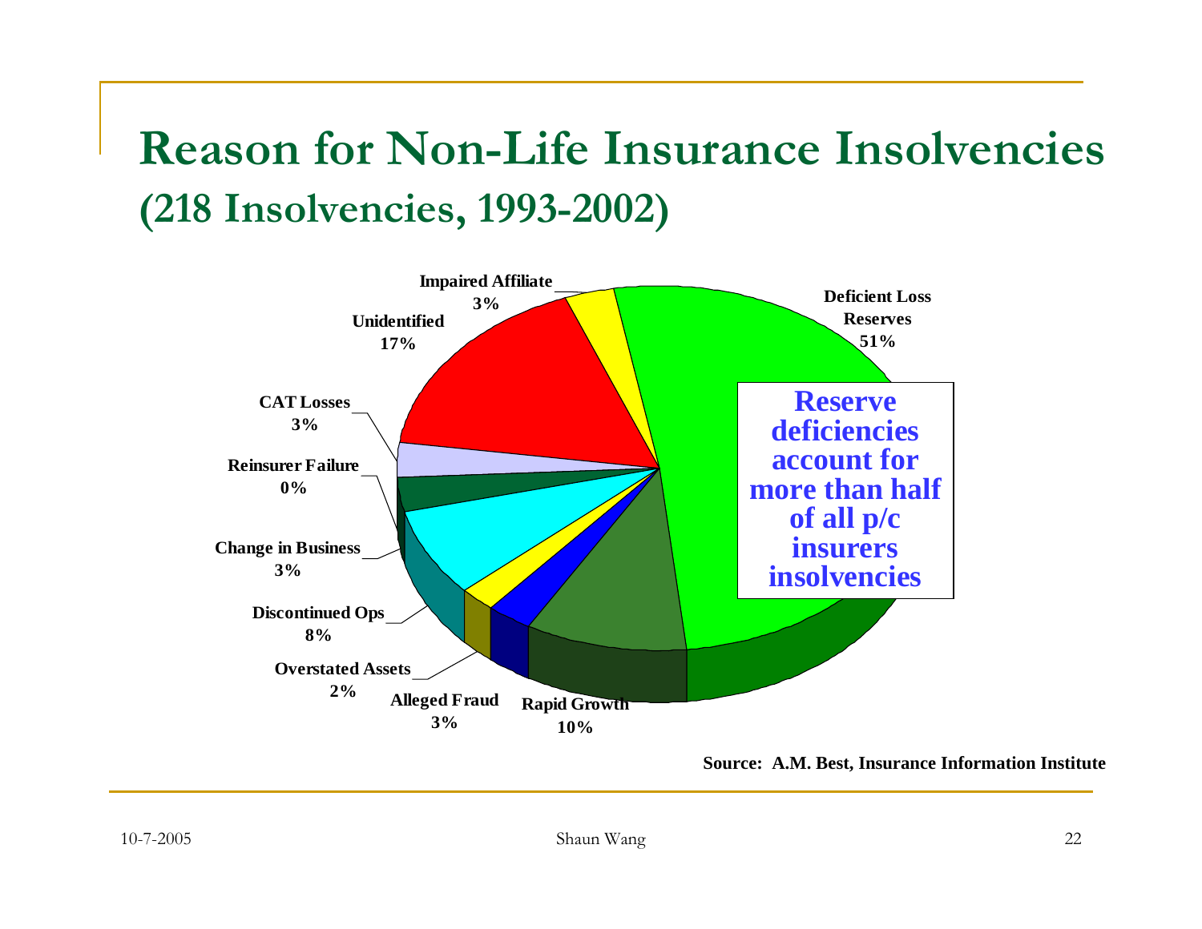# Reason for Non-Life Insurance Insolvencies

## (218 Insolvencies, 1993-2002)

Deficient Loss Reserves 51%

Rapid Growth 10%

Alleged Fraud 3%

Overstated Assets 2%

Discontinued Ops 8%

Change in Business 3%

Reinsurer Failure 0%

CAT Losses 3%

Unidentified 17%

Impaired Affiliate 3%

**Reserve deficiencies account for more than half of all p/c insurers insolvencies**

**Source: A.M. Best, Insurance Information Institute**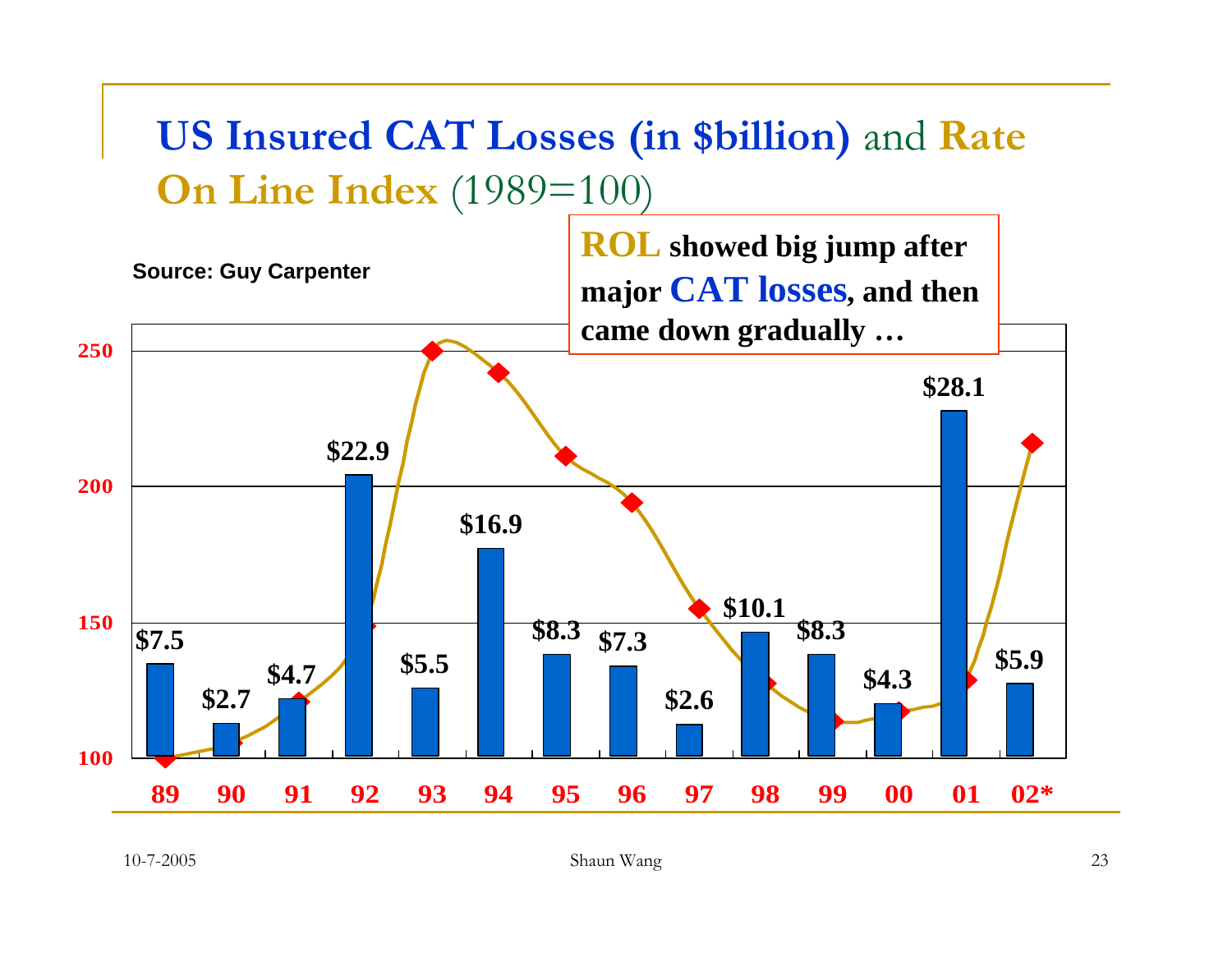# US Insured CAT Losses (in $billion) and Rate On Line Index (1989=100)

Source: Guy Carpenter

**ROL showed big jump after major CAT losses, and then came down gradually …**

| Year | 89 | 90 | 91 | 92 | 93 | 94 | 95 | 96 | 97 | 98 | 99 | 00 | 01 | 02* |
|---|---|---|---|---|---|---|---|---|---|---|---|---|---|---|
| CAT Losses | $7.5 | $2.7 | $4.7 | $22.9 | $5.5 | $16.9 | $8.3 | $7.3 | $2.6 | $10.1 | $8.3 | $4.3 | $28.1 | $5.9 |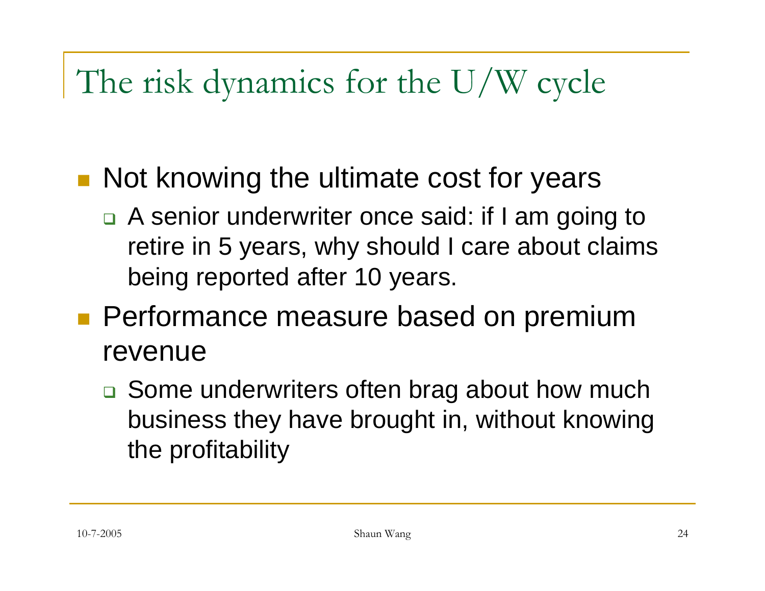# The risk dynamics for the U/W cycle

- Not knowing the ultimate cost for years
  - A senior underwriter once said: if I am going to retire in 5 years, why should I care about claims being reported after 10 years.
- Performance measure based on premium revenue
  - Some underwriters often brag about how much business they have brought in, without knowing the profitability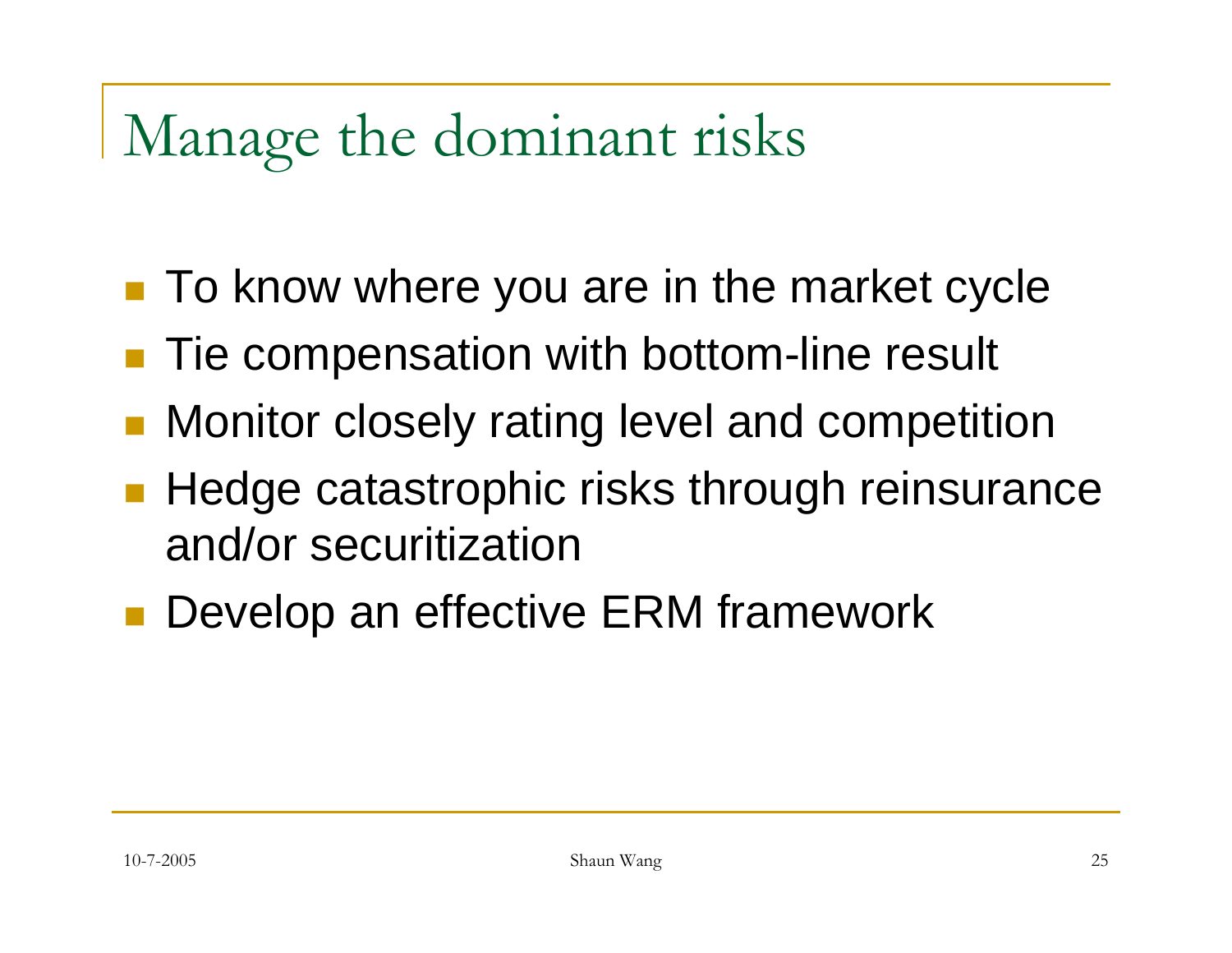# Manage the dominant risks

- To know where you are in the market cycle
- Tie compensation with bottom-line result
- Monitor closely rating level and competition
- Hedge catastrophic risks through reinsurance and/or securitization
- Develop an effective ERM framework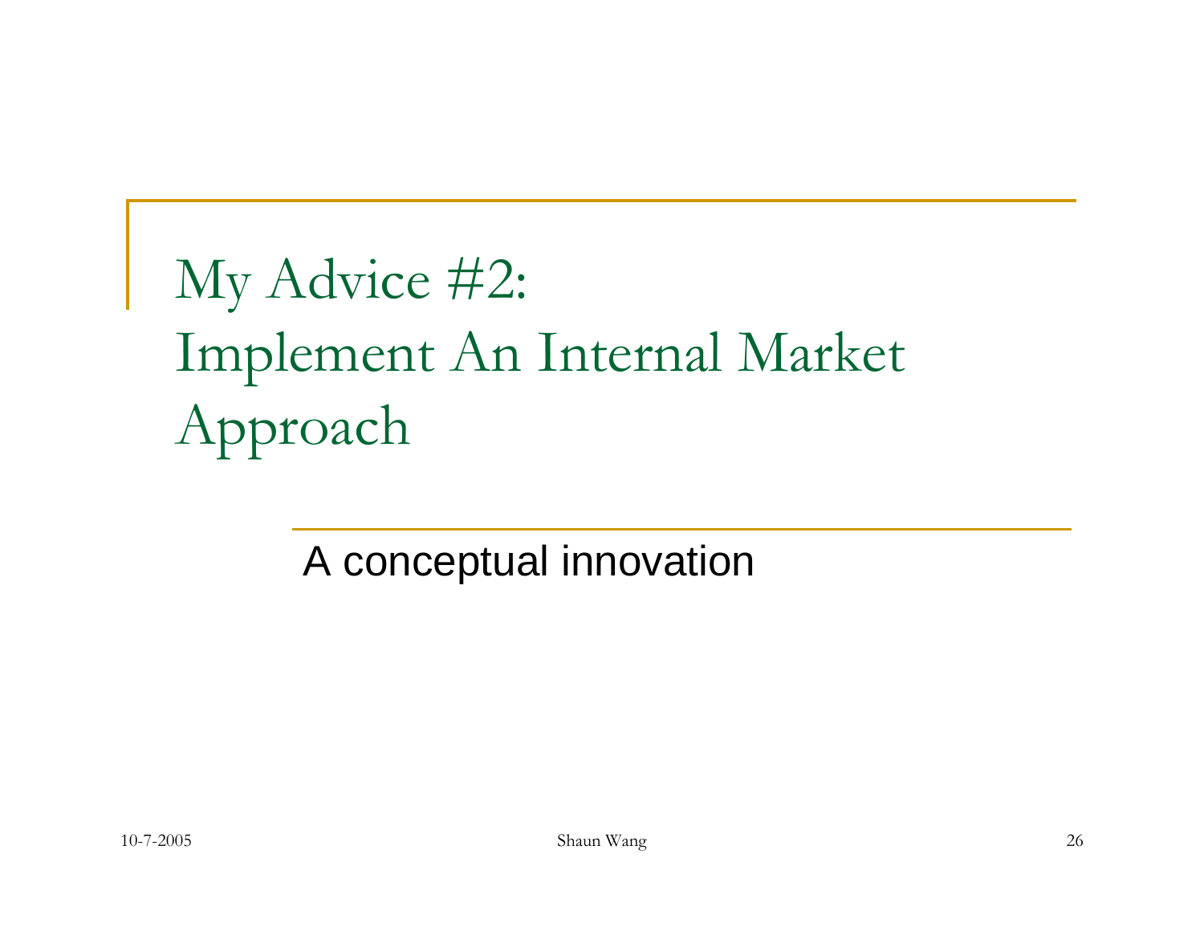# My Advice #2: Implement An Internal Market Approach

A conceptual innovation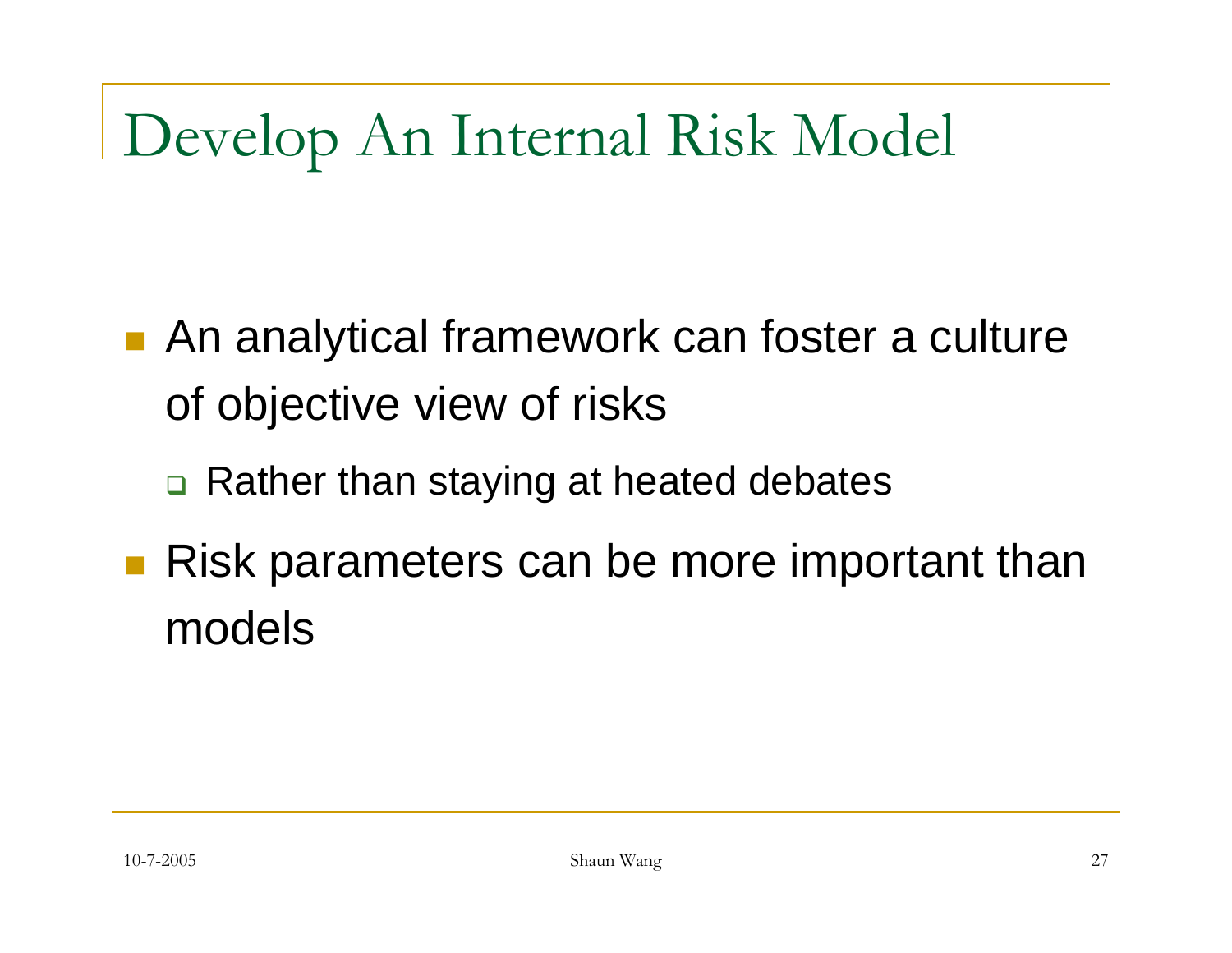# Develop An Internal Risk Model

- An analytical framework can foster a culture of objective view of risks
  - Rather than staying at heated debates
- Risk parameters can be more important than models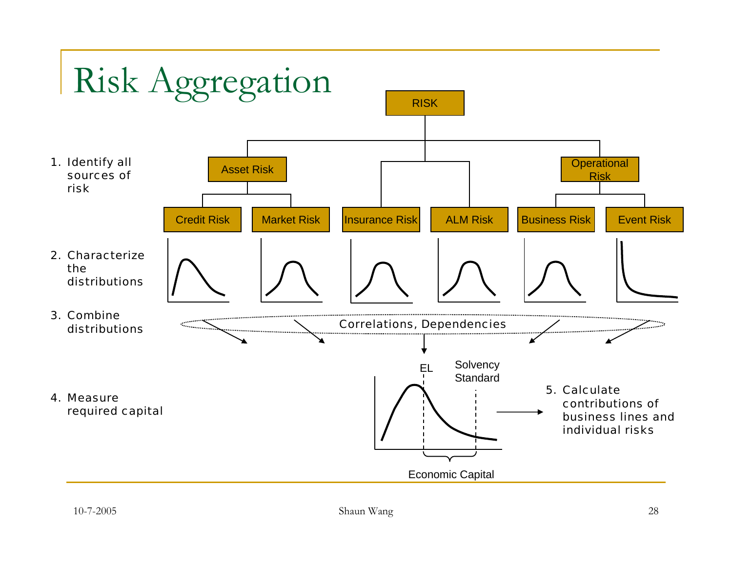# Risk Aggregation

1. Identify all sources of risk
2. Characterize the distributions
3. Combine distributions
4. Measure required capital
5. Calculate contributions of business lines and individual risks

RISK

- Asset Risk
  - Credit Risk
  - Market Risk
- Insurance Risk
- ALM Risk
- Operational Risk
  - Business Risk
  - Event Risk

Correlations, Dependencies

EL

Solvency Standard

Economic Capital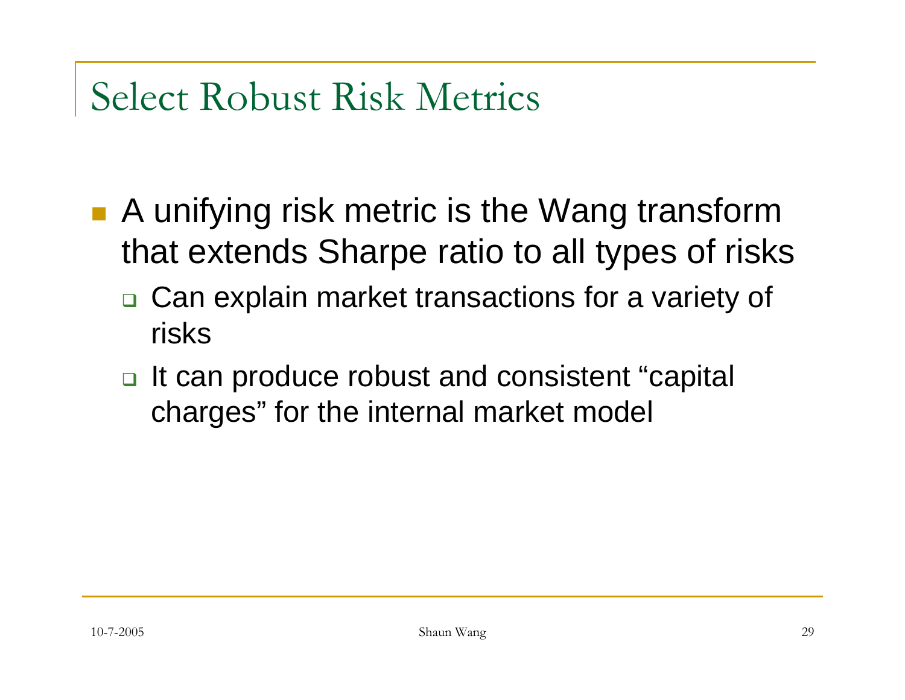# Select Robust Risk Metrics

- A unifying risk metric is the Wang transform that extends Sharpe ratio to all types of risks
  - Can explain market transactions for a variety of risks
  - It can produce robust and consistent "capital charges" for the internal market model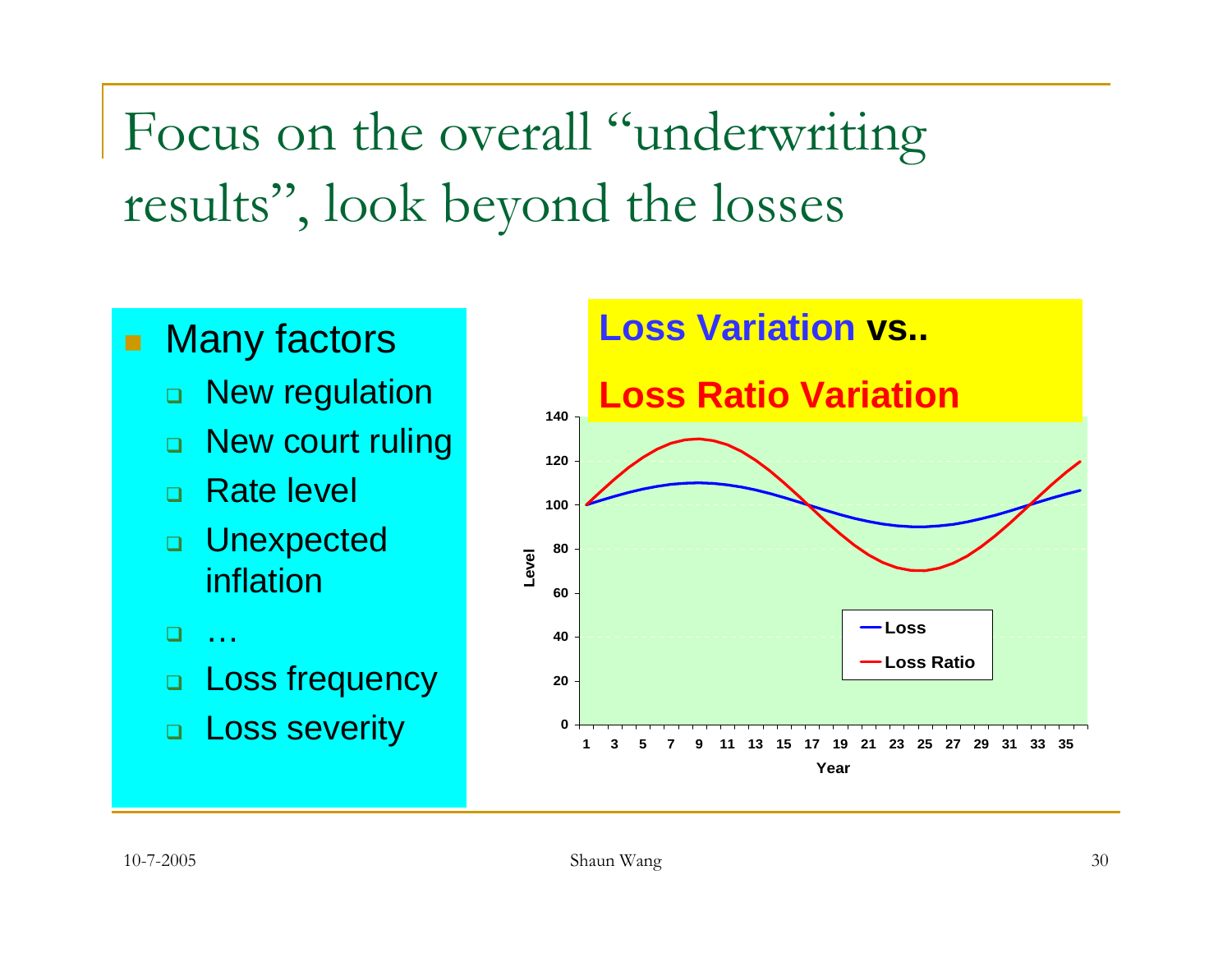# Focus on the overall "underwriting results", look beyond the losses

- Many factors
  - New regulation
  - New court ruling
  - Rate level
  - Unexpected inflation
  - …
  - Loss frequency
  - Loss severity

**Loss Variation vs..**

**Loss Ratio Variation**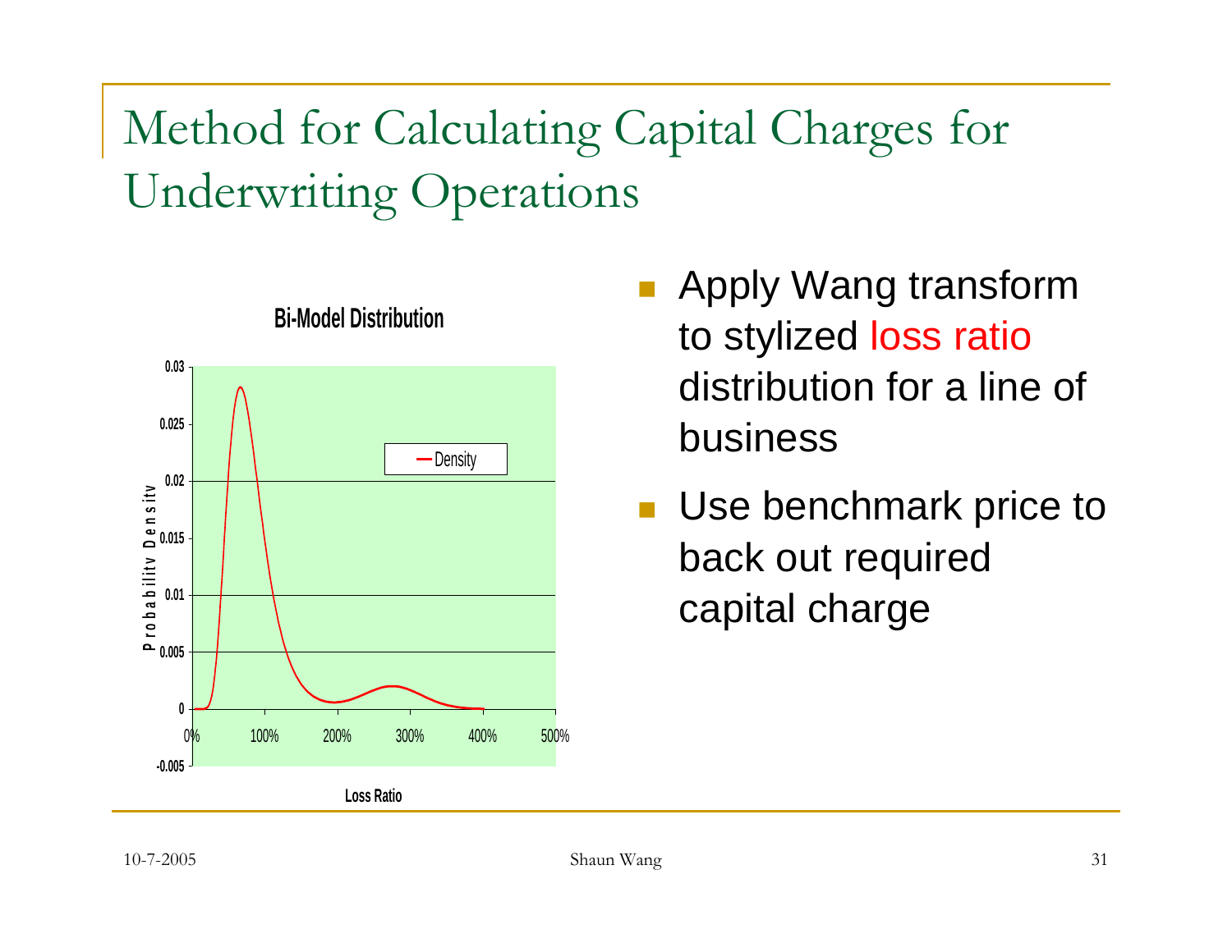# Method for Calculating Capital Charges for Underwriting Operations

- Apply Wang transform to stylized loss ratio distribution for a line of business
- Use benchmark price to back out required capital charge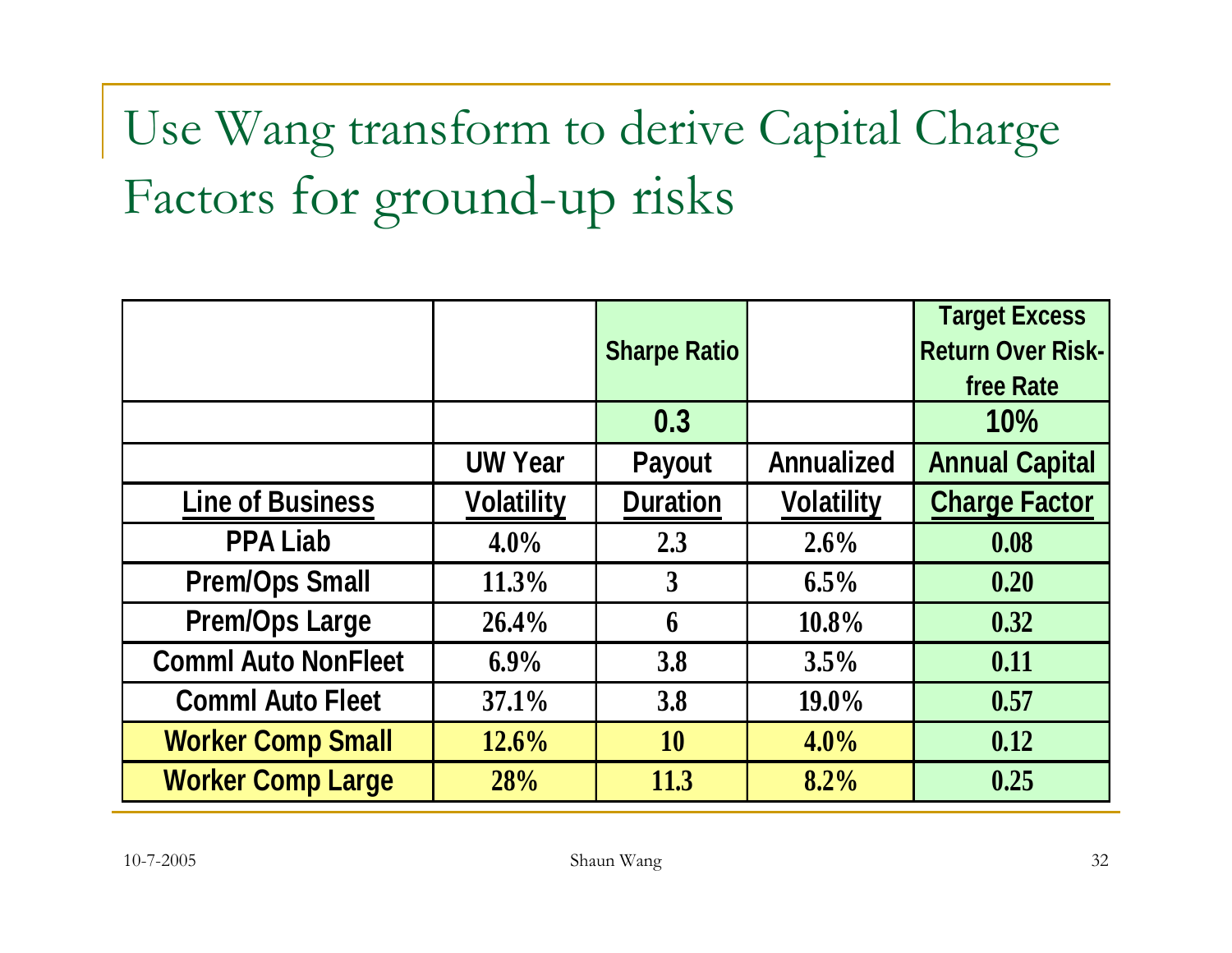# Use Wang transform to derive Capital Charge Factors for ground-up risks

| | | Sharpe Ratio | | Target Excess Return Over Risk-free Rate |
|---|---|---|---|---|
| | | 0.3 | | 10% |
| | UW Year | Payout | Annualized | Annual Capital |
| **Line of Business** | **Volatility** | **Duration** | **Volatility** | **Charge Factor** |
| PPA Liab | 4.0% | 2.3 | 2.6% | 0.08 |
| Prem/Ops Small | 11.3% | 3 | 6.5% | 0.20 |
| Prem/Ops Large | 26.4% | 6 | 10.8% | 0.32 |
| Comml Auto NonFleet | 6.9% | 3.8 | 3.5% | 0.11 |
| Comml Auto Fleet | 37.1% | 3.8 | 19.0% | 0.57 |
| Worker Comp Small | 12.6% | 10 | 4.0% | 0.12 |
| Worker Comp Large | 28% | 11.3 | 8.2% | 0.25 |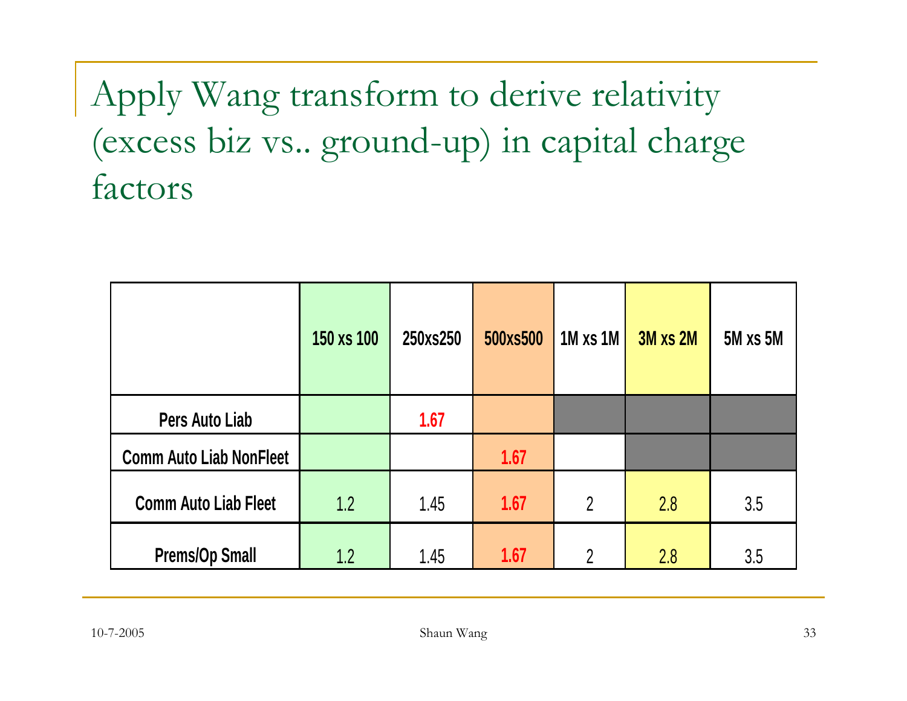# Apply Wang transform to derive relativity (excess biz vs.. ground-up) in capital charge factors

| | 150 xs 100 | 250xs250 | 500xs500 | 1M xs 1M | 3M xs 2M | 5M xs 5M |
|---|---|---|---|---|---|---|
| **Pers Auto Liab** | | **1.67** | | | | |
| **Comm Auto Liab NonFleet** | | | **1.67** | | | |
| **Comm Auto Liab Fleet** | 1.2 | 1.45 | **1.67** | 2 | 2.8 | 3.5 |
| **Prems/Op Small** | 1.2 | 1.45 | **1.67** | 2 | 2.8 | 3.5 |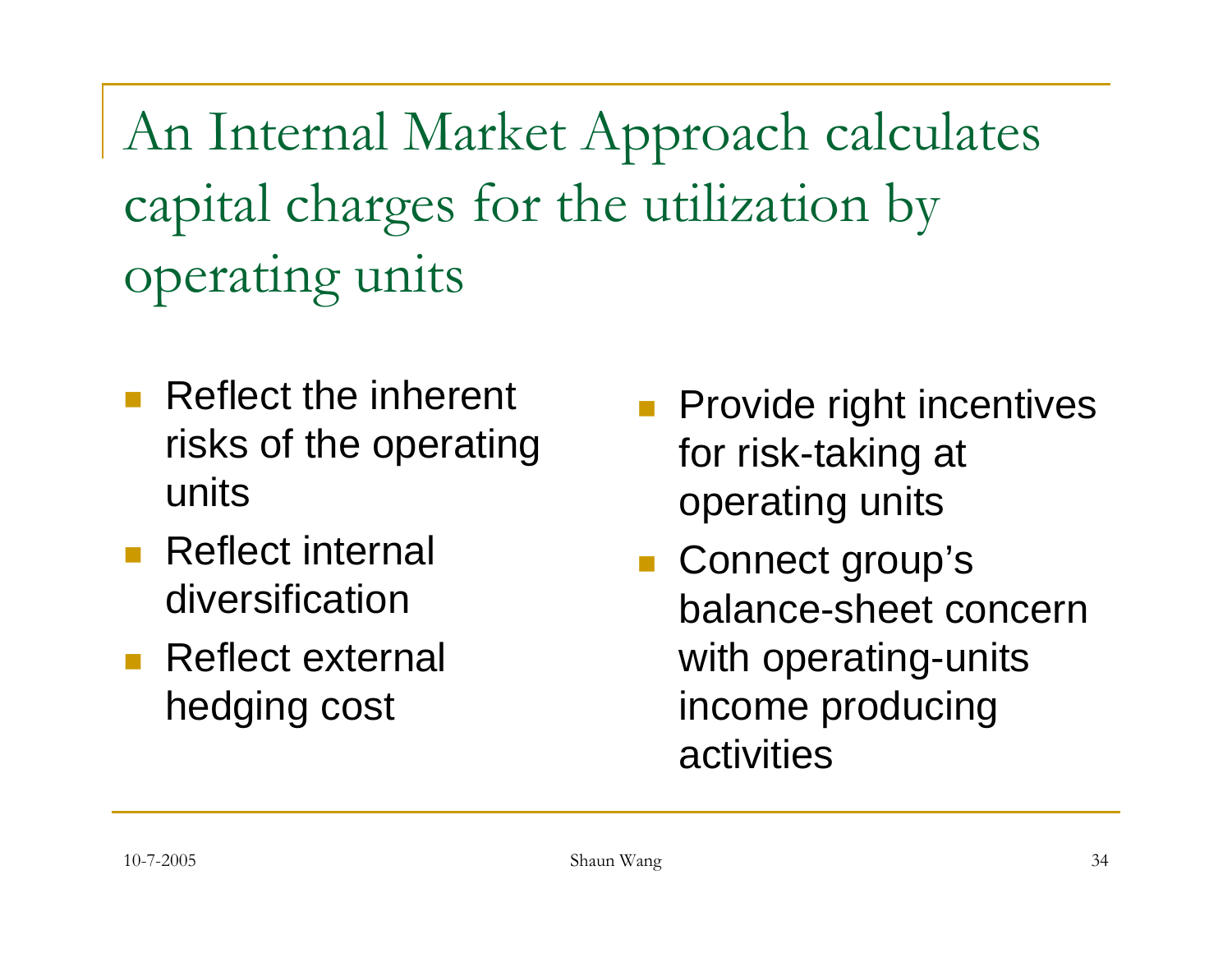# An Internal Market Approach calculates capital charges for the utilization by operating units

- Reflect the inherent risks of the operating units
- Reflect internal diversification
- Reflect external hedging cost
- Provide right incentives for risk-taking at operating units
- Connect group's balance-sheet concern with operating-units income producing activities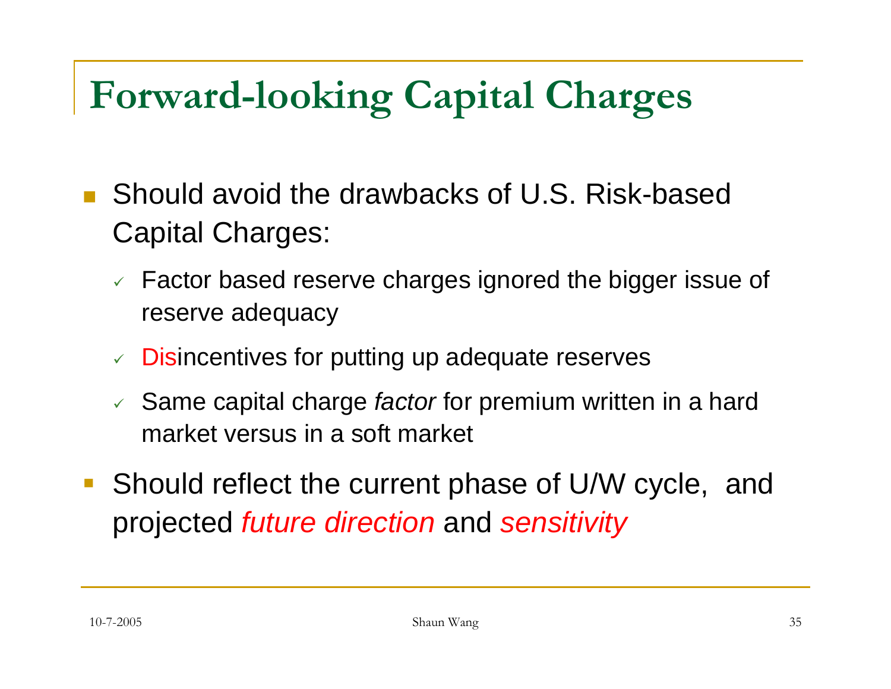# Forward-looking Capital Charges

- Should avoid the drawbacks of U.S. Risk-based Capital Charges:
  - Factor based reserve charges ignored the bigger issue of reserve adequacy
  - Disincentives for putting up adequate reserves
  - Same capital charge *factor* for premium written in a hard market versus in a soft market
- Should reflect the current phase of U/W cycle, and projected *future direction* and *sensitivity*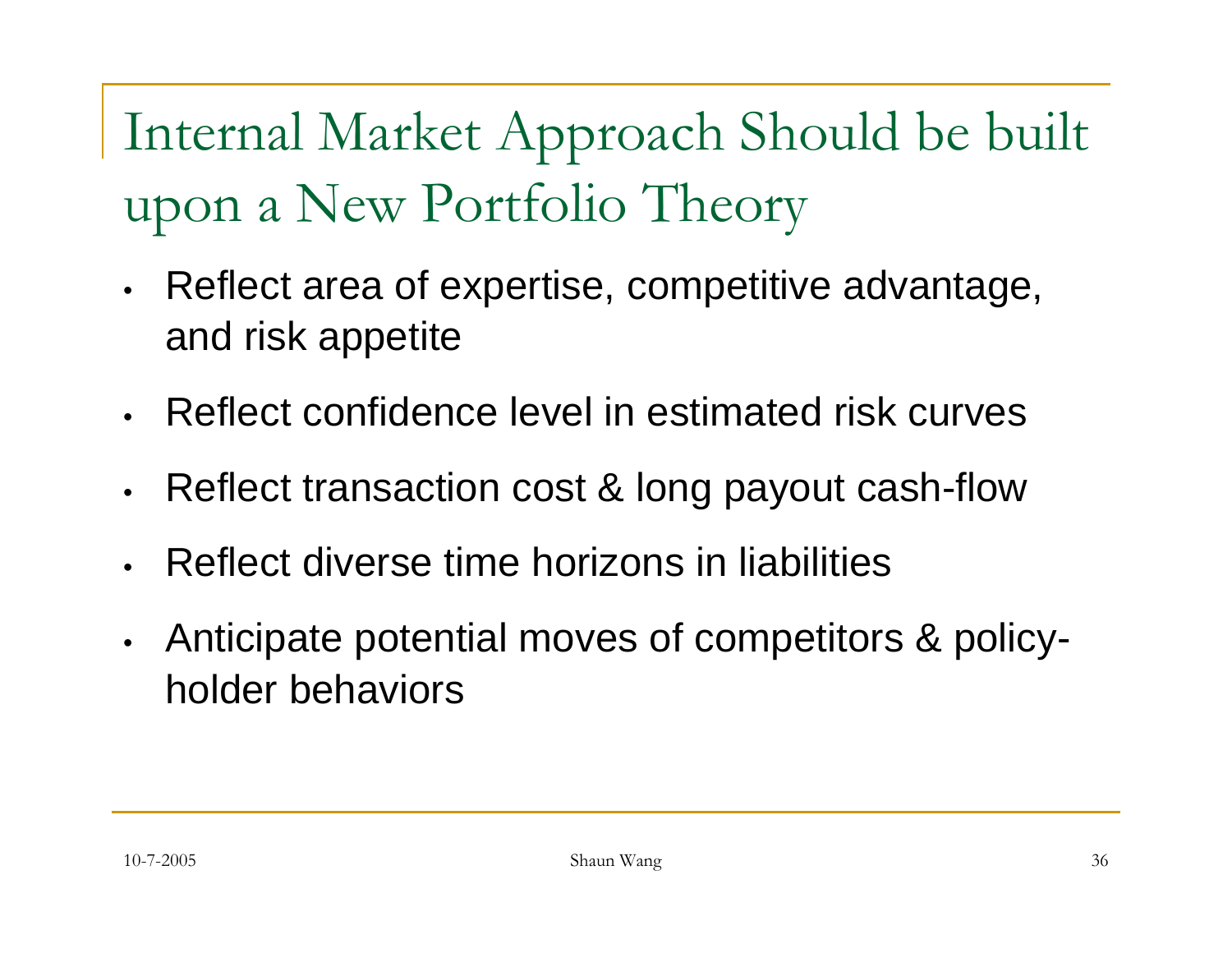# Internal Market Approach Should be built upon a New Portfolio Theory

- Reflect area of expertise, competitive advantage, and risk appetite
- Reflect confidence level in estimated risk curves
- Reflect transaction cost & long payout cash-flow
- Reflect diverse time horizons in liabilities
- Anticipate potential moves of competitors & policy-holder behaviors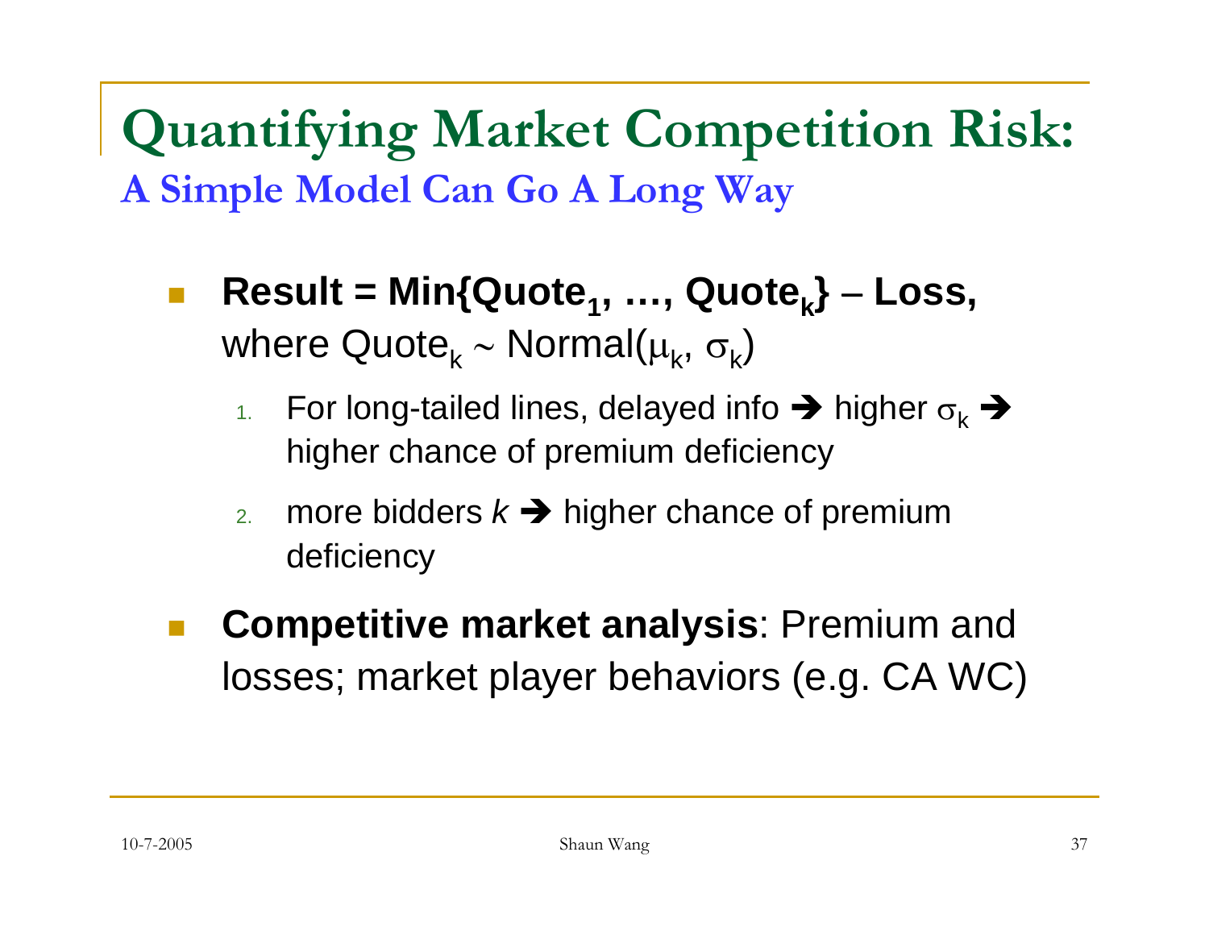# Quantifying Market Competition Risk:

## A Simple Model Can Go A Long Way

- **Result = Min{$\text{Quote}_1$, …, $\text{Quote}_k$} – Loss,** where $\text{Quote}_k \sim \text{Normal}(\mu_k, \sigma_k)$
  1. For long-tailed lines, delayed info ➔ higher $\sigma_k$ ➔ higher chance of premium deficiency
  2. more bidders $k$ ➔ higher chance of premium deficiency
- **Competitive market analysis**: Premium and losses; market player behaviors (e.g. CA WC)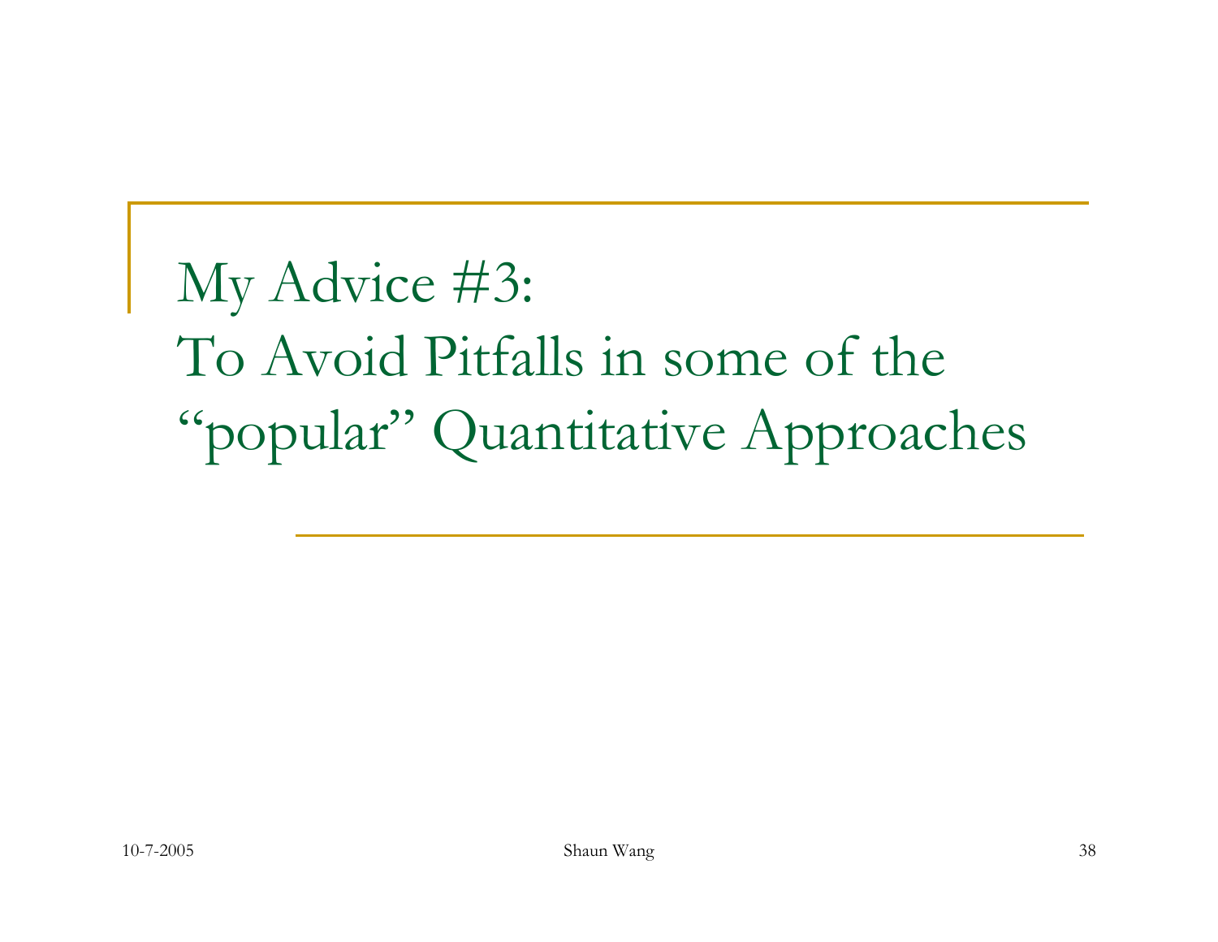# My Advice #3:
# To Avoid Pitfalls in some of the "popular" Quantitative Approaches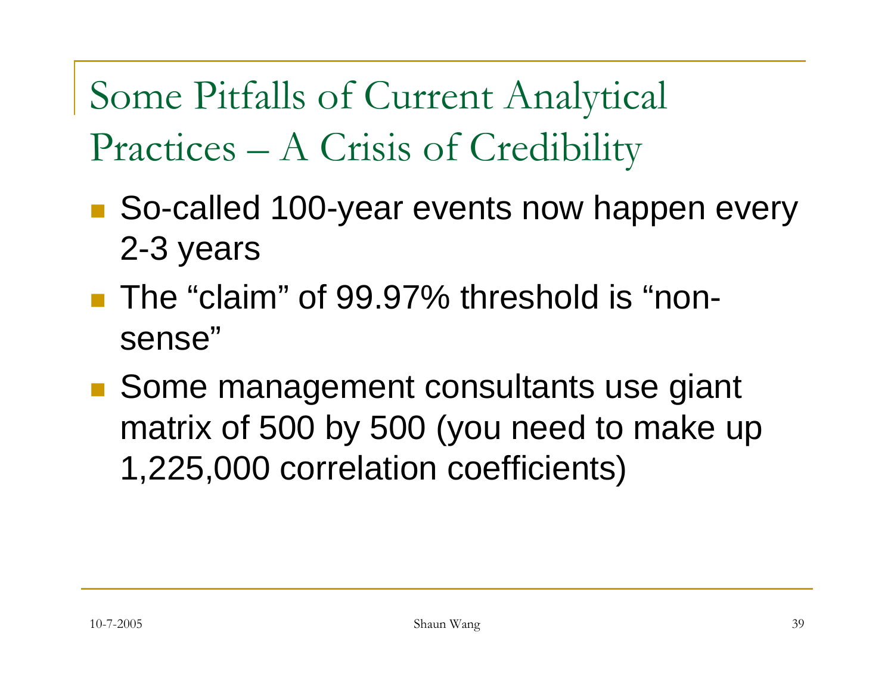# Some Pitfalls of Current Analytical Practices – A Crisis of Credibility

- So-called 100-year events now happen every 2-3 years
- The "claim" of 99.97% threshold is "non-sense"
- Some management consultants use giant matrix of 500 by 500 (you need to make up 1,225,000 correlation coefficients)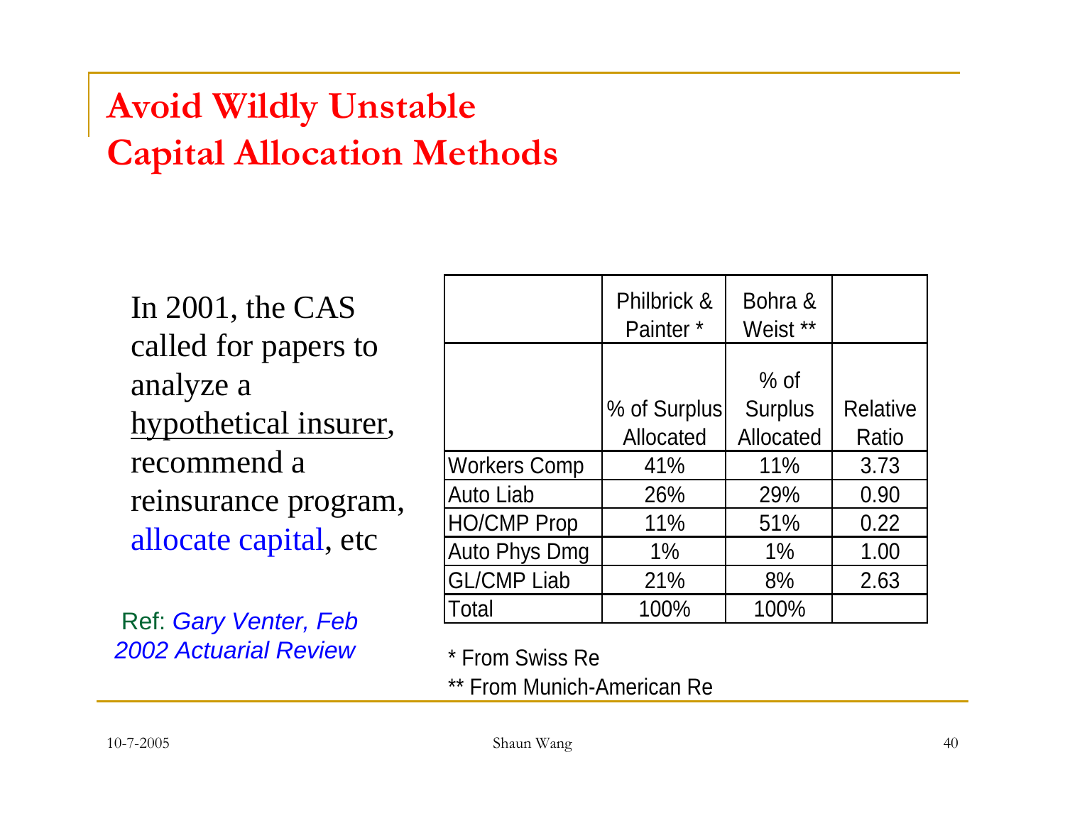# Avoid Wildly Unstable Capital Allocation Methods

In 2001, the CAS called for papers to analyze a <u>hypothetical insurer</u>, recommend a reinsurance program, allocate capital, etc

Ref: *Gary Venter, Feb 2002 Actuarial Review*

| | Philbrick & Painter * | Bohra & Weist ** | |
|---|---|---|---|
| | % of Surplus Allocated | % of Surplus Allocated | Relative Ratio |
| Workers Comp | 41% | 11% | 3.73 |
| Auto Liab | 26% | 29% | 0.90 |
| HO/CMP Prop | 11% | 51% | 0.22 |
| Auto Phys Dmg | 1% | 1% | 1.00 |
| GL/CMP Liab | 21% | 8% | 2.63 |
| Total | 100% | 100% | |

* From Swiss Re

** From Munich-American Re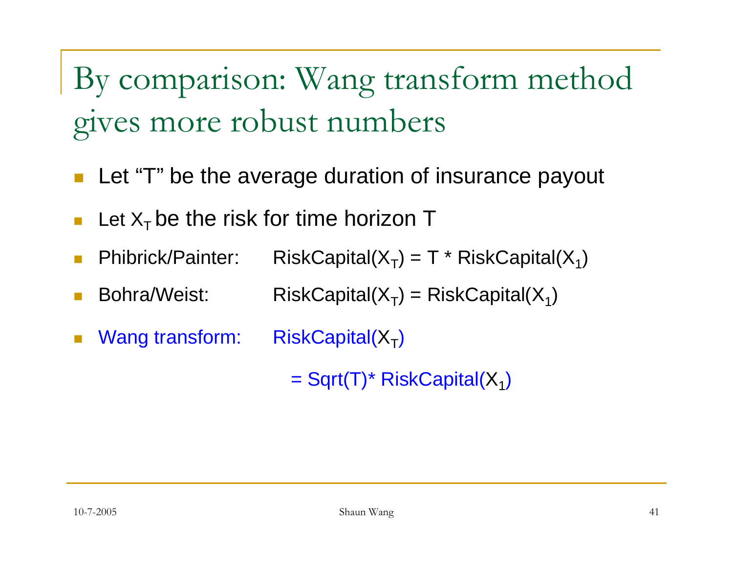# By comparison: Wang transform method gives more robust numbers

- Let "T" be the average duration of insurance payout
- Let $X_T$ be the risk for time horizon T
- Phibrick/Painter: $RiskCapital(X_T) = T * RiskCapital(X_1)$
- Bohra/Weist: $RiskCapital(X_T) = RiskCapital(X_1)$
- Wang transform: $RiskCapital(X_T)$

  $= Sqrt(T) * RiskCapital(X_1)$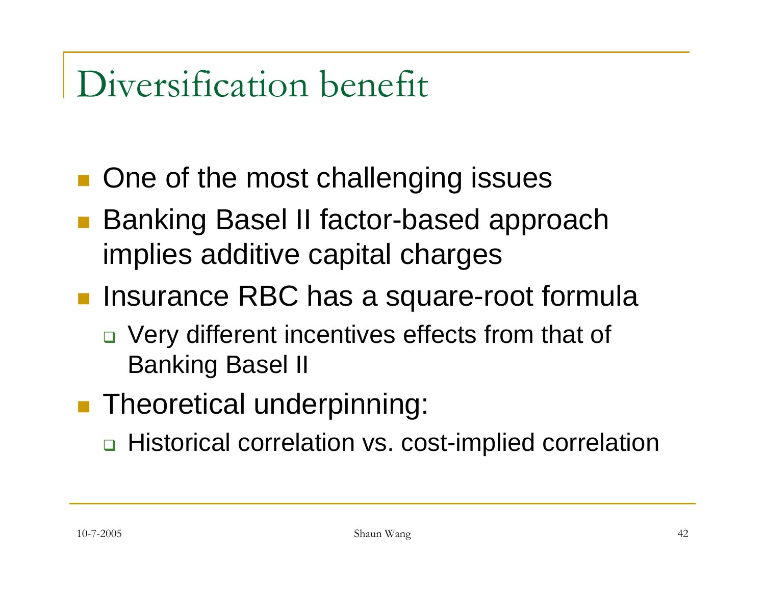# Diversification benefit

- One of the most challenging issues
- Banking Basel II factor-based approach implies additive capital charges
- Insurance RBC has a square-root formula
  - Very different incentives effects from that of Banking Basel II
- Theoretical underpinning:
  - Historical correlation vs. cost-implied correlation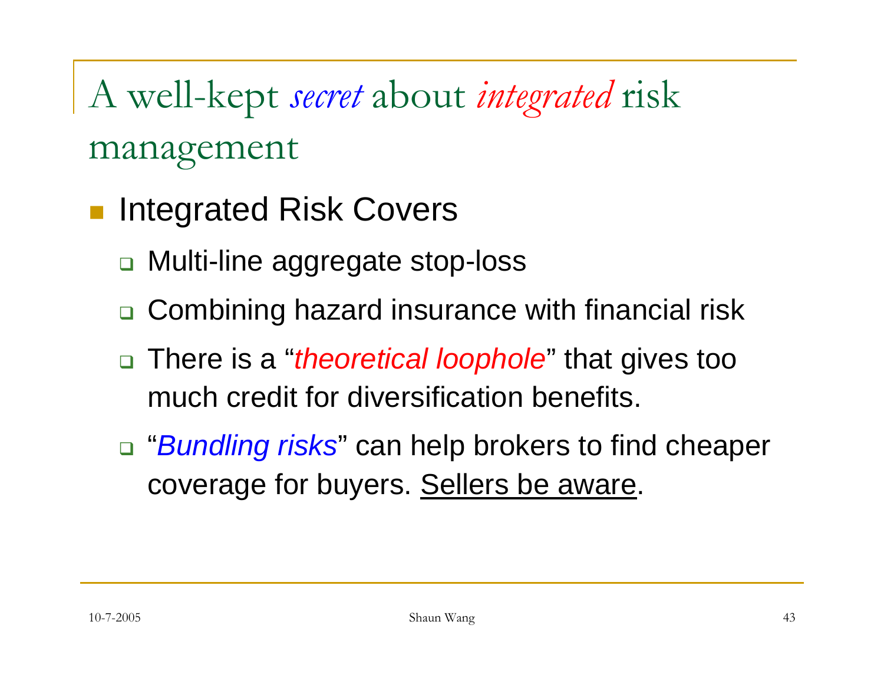# A well-kept *secret* about *integrated* risk management

- Integrated Risk Covers
  - Multi-line aggregate stop-loss
  - Combining hazard insurance with financial risk
  - There is a "*theoretical loophole*" that gives too much credit for diversification benefits.
  - "*Bundling risks*" can help brokers to find cheaper coverage for buyers. <u>Sellers be aware</u>.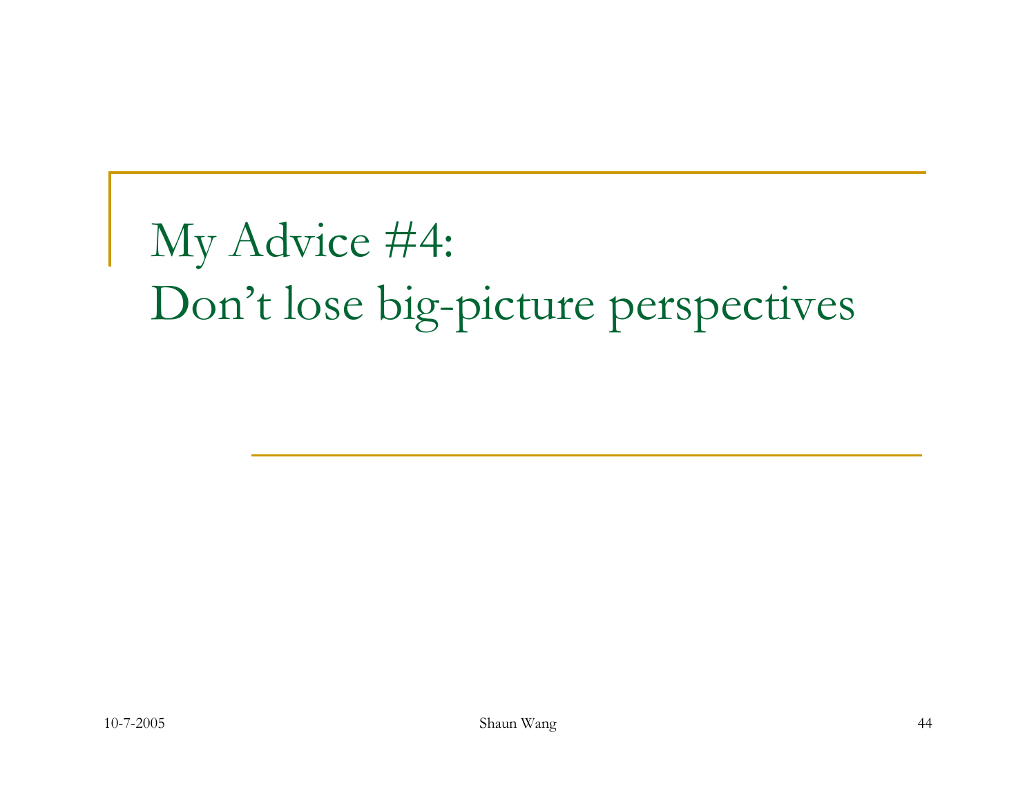# My Advice #4: Don't lose big-picture perspectives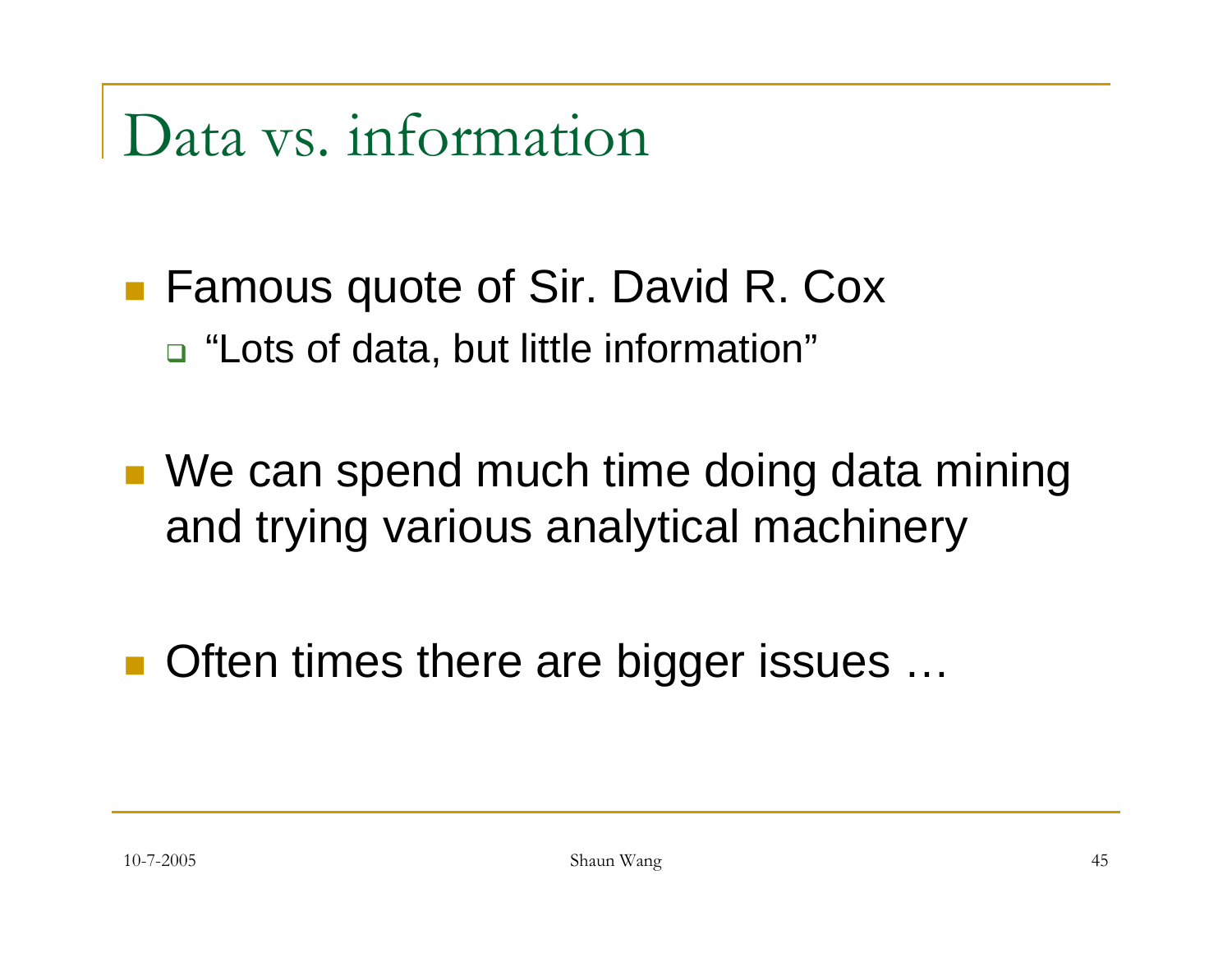# Data vs. information

- Famous quote of Sir. David R. Cox
  - “Lots of data, but little information”
- We can spend much time doing data mining and trying various analytical machinery
- Often times there are bigger issues …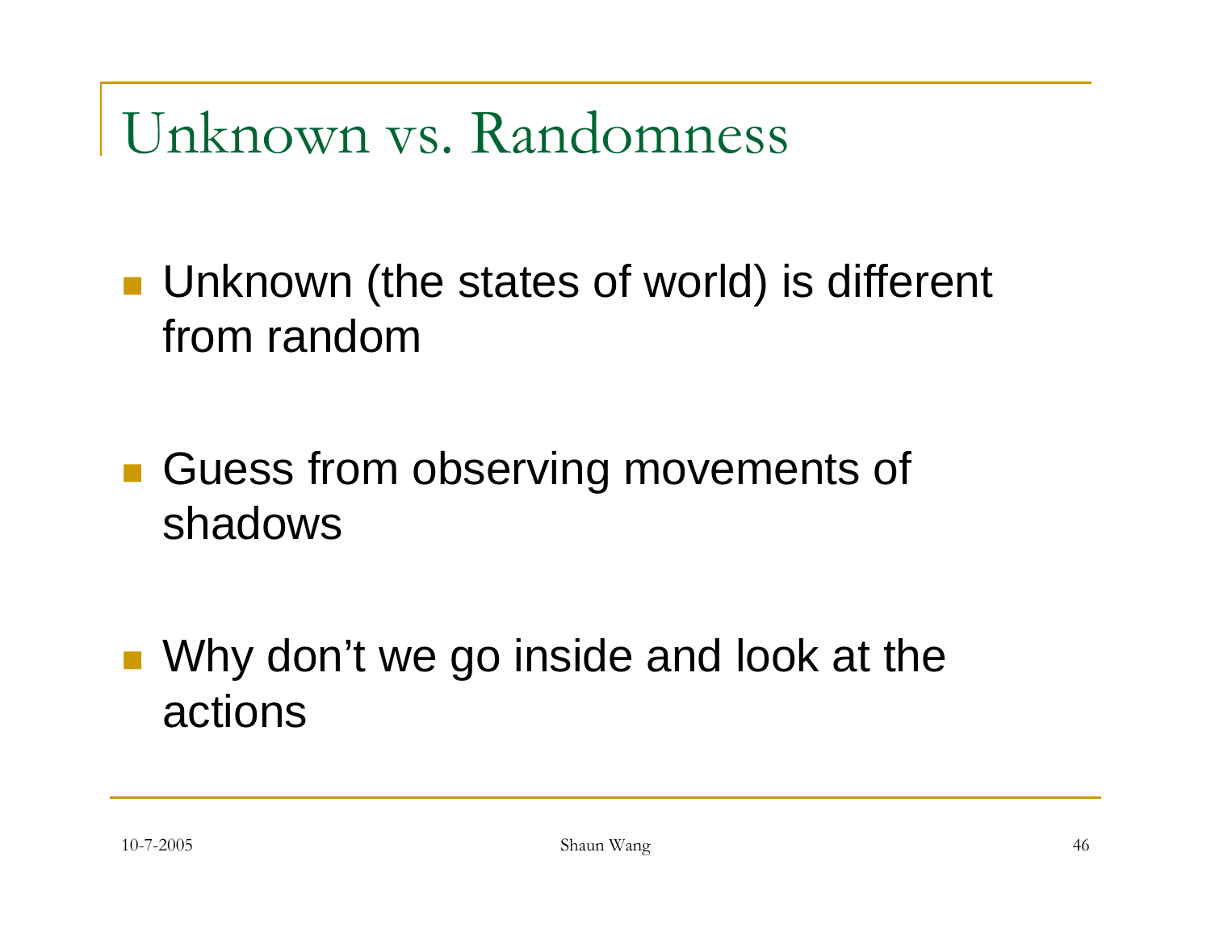# Unknown vs. Randomness

- Unknown (the states of world) is different from random
- Guess from observing movements of shadows
- Why don't we go inside and look at the actions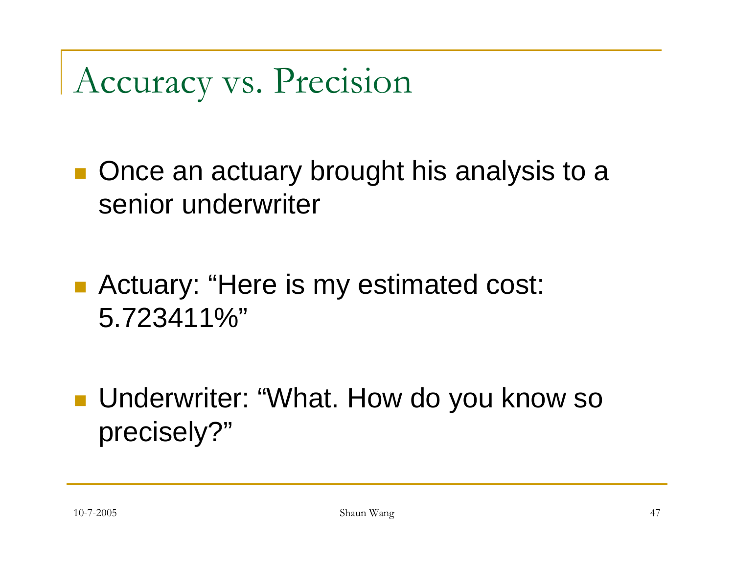# Accuracy vs. Precision

- Once an actuary brought his analysis to a senior underwriter
- Actuary: “Here is my estimated cost: 5.723411%”
- Underwriter: “What. How do you know so precisely?”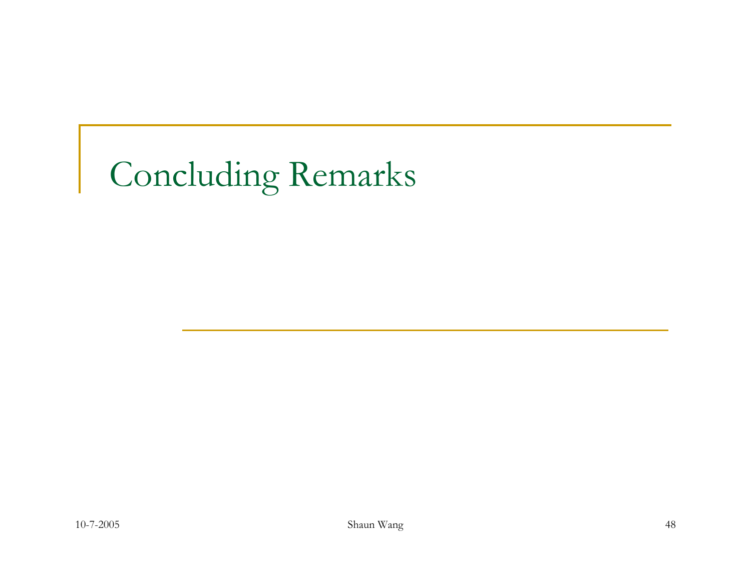# Concluding Remarks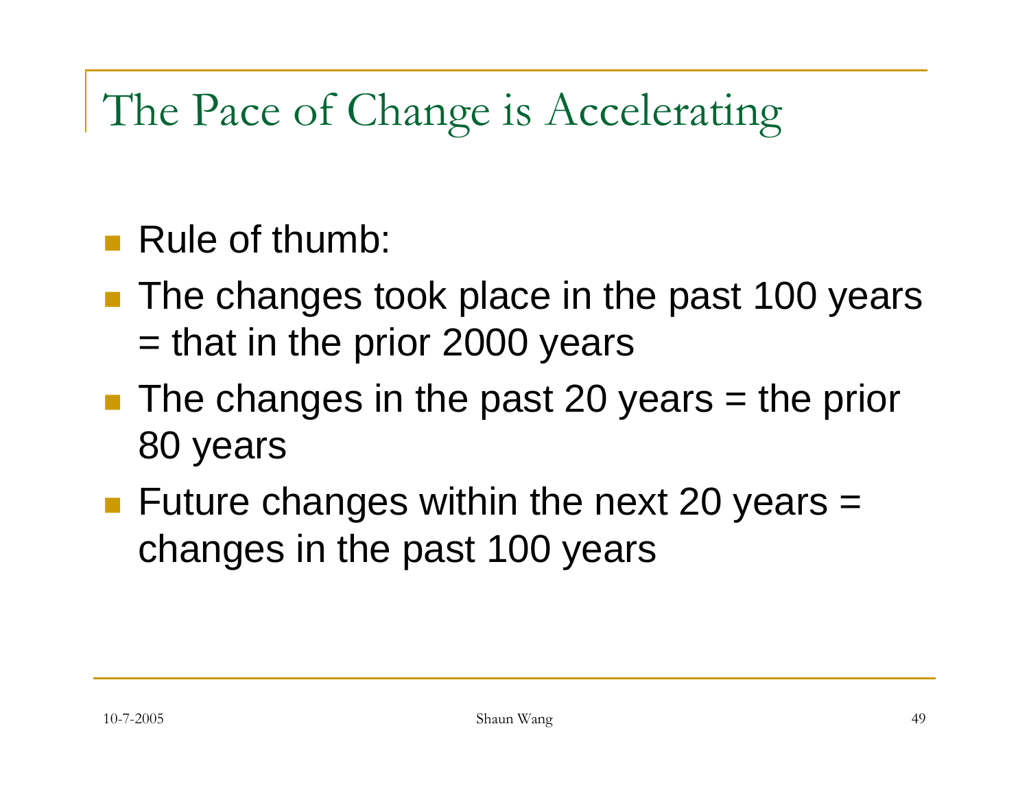# The Pace of Change is Accelerating

- Rule of thumb:
- The changes took place in the past 100 years = that in the prior 2000 years
- The changes in the past 20 years = the prior 80 years
- Future changes within the next 20 years = changes in the past 100 years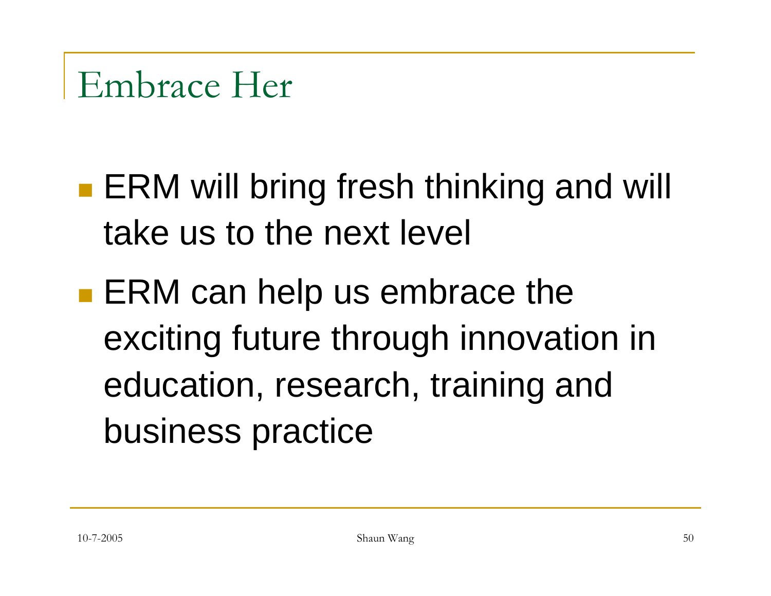# Embrace Her

- ERM will bring fresh thinking and will take us to the next level
- ERM can help us embrace the exciting future through innovation in education, research, training and business practice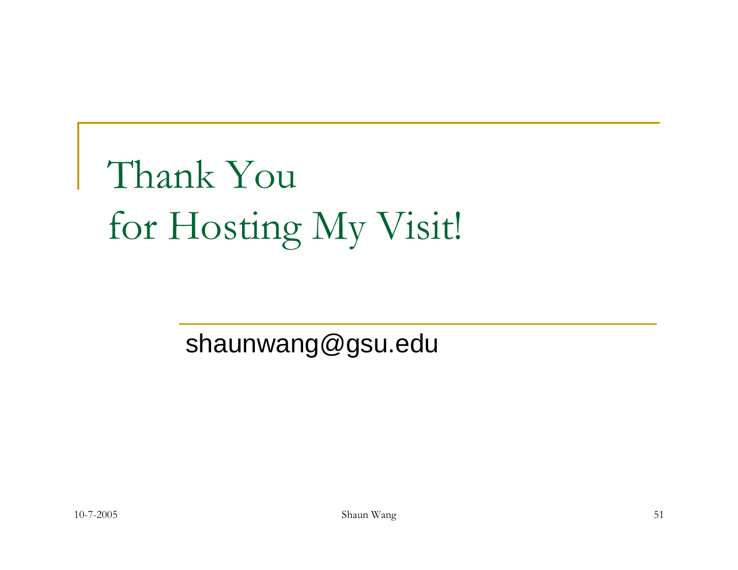# Thank You for Hosting My Visit!

shaunwang@gsu.edu